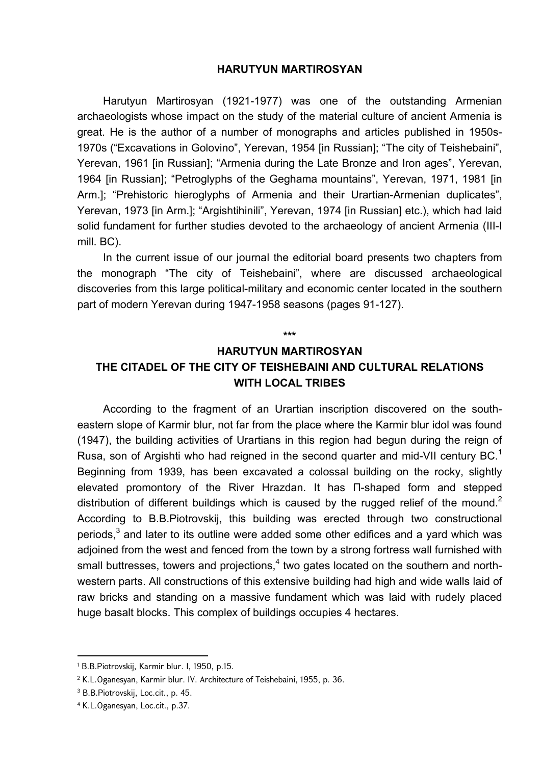## HARUTYUN MARTIROSYAN

Harutyun Martirosyan (1921-1977) was one of the outstanding Armenian archaeologists whose impact on the study of the material culture of ancient Armenia is great. He is the author of a number of monographs and articles published in 1950s-1970s ("Excavations in Golovino", Yerevan, 1954 [in Russian]; "The city of Teishebaini", Yerevan, 1961 [in Russian]; "Armenia during the Late Bronze and Iron ages", Yerevan, 1964 [in Russian]; "Petroglyphs of the Geghama mountains", Yerevan, 1971, 1981 [in Arm.]; "Prehistoric hieroglyphs of Armenia and their Urartian-Armenian duplicates", Yerevan, 1973 [in Arm.]; "Argishtihinili", Yerevan, 1974 [in Russian] etc.), which had laid solid fundament for further studies devoted to the archaeology of ancient Armenia (III-I mill. BC).

In the current issue of our journal the editorial board presents two chapters from the monograph "The city of Teishebaini", where are discussed archaeological discoveries from this large political-military and economic center located in the southern part of modern Yerevan during 1947-1958 seasons (pages 91-127).

\*\*\*

## HARUTYUN MARTIROSYAN
## THE CITADEL OF THE CITY OF TEISHEBAINI AND CULTURAL RELATIONS WITH LOCAL TRIBES

According to the fragment of an Urartian inscription discovered on the south-eastern slope of Karmir blur, not far from the place where the Karmir blur idol was found (1947), the building activities of Urartians in this region had begun during the reign of Rusa, son of Argishti who had reigned in the second quarter and mid-VII century BC.[1] Beginning from 1939, has been excavated a colossal building on the rocky, slightly elevated promontory of the River Hrazdan. It has Π-shaped form and stepped distribution of different buildings which is caused by the rugged relief of the mound.[2] According to B.B.Piotrovskij, this building was erected through two constructional periods,[3] and later to its outline were added some other edifices and a yard which was adjoined from the west and fenced from the town by a strong fortress wall furnished with small buttresses, towers and projections,[4] two gates located on the southern and north-western parts. All constructions of this extensive building had high and wide walls laid of raw bricks and standing on a massive fundament which was laid with rudely placed huge basalt blocks. This complex of buildings occupies 4 hectares.

---

[1] B.B.Piotrovskij, Karmir blur. I, 1950, p.15.

[2] K.L.Oganesyan, Karmir blur. IV. Architecture of Teishebaini, 1955, p. 36.

[3] B.B.Piotrovskij, Loc.cit., p. 45.

[4] K.L.Oganesyan, Loc.cit., p.37.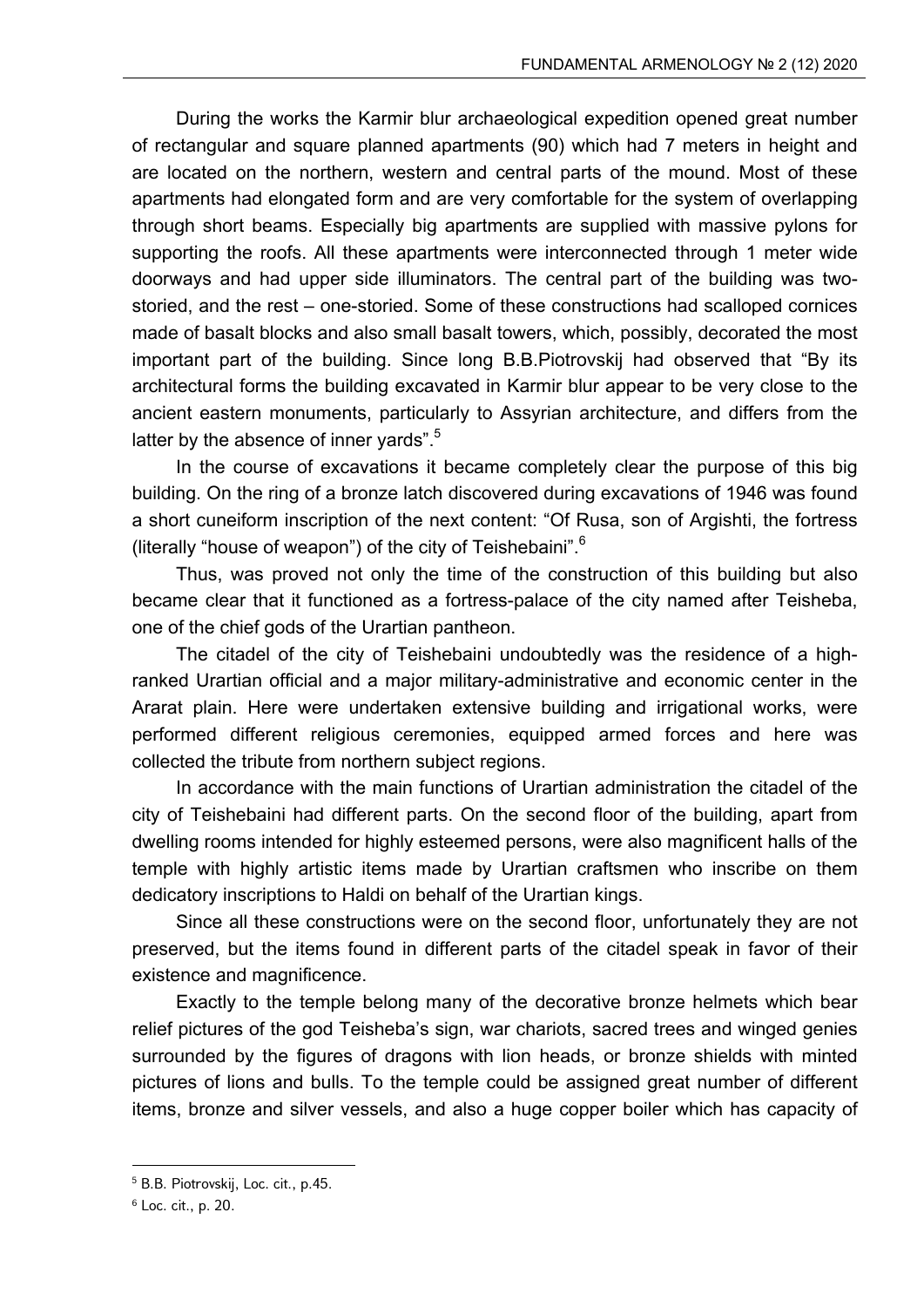During the works the Karmir blur archaeological expedition opened great number of rectangular and square planned apartments (90) which had 7 meters in height and are located on the northern, western and central parts of the mound. Most of these apartments had elongated form and are very comfortable for the system of overlapping through short beams. Especially big apartments are supplied with massive pylons for supporting the roofs. All these apartments were interconnected through 1 meter wide doorways and had upper side illuminators. The central part of the building was two-storied, and the rest – one-storied. Some of these constructions had scalloped cornices made of basalt blocks and also small basalt towers, which, possibly, decorated the most important part of the building. Since long B.B.Piotrovskij had observed that "By its architectural forms the building excavated in Karmir blur appear to be very close to the ancient eastern monuments, particularly to Assyrian architecture, and differs from the latter by the absence of inner yards".[5]

In the course of excavations it became completely clear the purpose of this big building. On the ring of a bronze latch discovered during excavations of 1946 was found a short cuneiform inscription of the next content: "Of Rusa, son of Argishti, the fortress (literally "house of weapon") of the city of Teishebaini".[6]

Thus, was proved not only the time of the construction of this building but also became clear that it functioned as a fortress-palace of the city named after Teisheba, one of the chief gods of the Urartian pantheon.

The citadel of the city of Teishebaini undoubtedly was the residence of a high-ranked Urartian official and a major military-administrative and economic center in the Ararat plain. Here were undertaken extensive building and irrigational works, were performed different religious ceremonies, equipped armed forces and here was collected the tribute from northern subject regions.

In accordance with the main functions of Urartian administration the citadel of the city of Teishebaini had different parts. On the second floor of the building, apart from dwelling rooms intended for highly esteemed persons, were also magnificent halls of the temple with highly artistic items made by Urartian craftsmen who inscribe on them dedicatory inscriptions to Haldi on behalf of the Urartian kings.

Since all these constructions were on the second floor, unfortunately they are not preserved, but the items found in different parts of the citadel speak in favor of their existence and magnificence.

Exactly to the temple belong many of the decorative bronze helmets which bear relief pictures of the god Teisheba's sign, war chariots, sacred trees and winged genies surrounded by the figures of dragons with lion heads, or bronze shields with minted pictures of lions and bulls. To the temple could be assigned great number of different items, bronze and silver vessels, and also a huge copper boiler which has capacity of

[5] B.B. Piotrovskij, Loc. cit., p.45.

[6] Loc. cit., p. 20.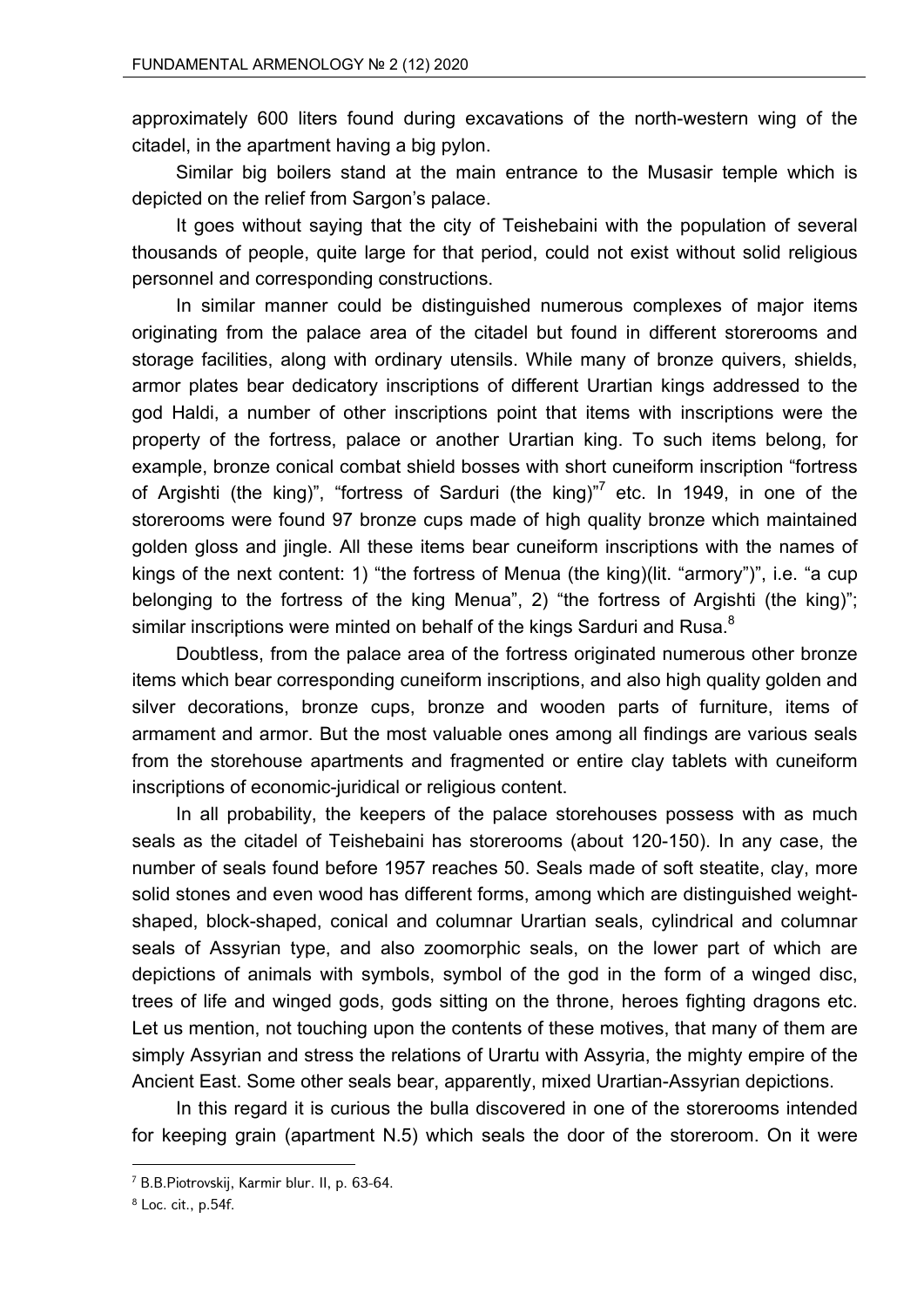approximately 600 liters found during excavations of the north-western wing of the citadel, in the apartment having a big pylon.

Similar big boilers stand at the main entrance to the Musasir temple which is depicted on the relief from Sargon's palace.

It goes without saying that the city of Teishebaini with the population of several thousands of people, quite large for that period, could not exist without solid religious personnel and corresponding constructions.

In similar manner could be distinguished numerous complexes of major items originating from the palace area of the citadel but found in different storerooms and storage facilities, along with ordinary utensils. While many of bronze quivers, shields, armor plates bear dedicatory inscriptions of different Urartian kings addressed to the god Haldi, a number of other inscriptions point that items with inscriptions were the property of the fortress, palace or another Urartian king. To such items belong, for example, bronze conical combat shield bosses with short cuneiform inscription "fortress of Argishti (the king)", "fortress of Sarduri (the king)"[7] etc. In 1949, in one of the storerooms were found 97 bronze cups made of high quality bronze which maintained golden gloss and jingle. All these items bear cuneiform inscriptions with the names of kings of the next content: 1) "the fortress of Menua (the king)(lit. "armory")", i.e. "a cup belonging to the fortress of the king Menua", 2) "the fortress of Argishti (the king)"; similar inscriptions were minted on behalf of the kings Sarduri and Rusa.[8]

Doubtless, from the palace area of the fortress originated numerous other bronze items which bear corresponding cuneiform inscriptions, and also high quality golden and silver decorations, bronze cups, bronze and wooden parts of furniture, items of armament and armor. But the most valuable ones among all findings are various seals from the storehouse apartments and fragmented or entire clay tablets with cuneiform inscriptions of economic-juridical or religious content.

In all probability, the keepers of the palace storehouses possess with as much seals as the citadel of Teishebaini has storerooms (about 120-150). In any case, the number of seals found before 1957 reaches 50. Seals made of soft steatite, clay, more solid stones and even wood has different forms, among which are distinguished weight-shaped, block-shaped, conical and columnar Urartian seals, cylindrical and columnar seals of Assyrian type, and also zoomorphic seals, on the lower part of which are depictions of animals with symbols, symbol of the god in the form of a winged disc, trees of life and winged gods, gods sitting on the throne, heroes fighting dragons etc. Let us mention, not touching upon the contents of these motives, that many of them are simply Assyrian and stress the relations of Urartu with Assyria, the mighty empire of the Ancient East. Some other seals bear, apparently, mixed Urartian-Assyrian depictions.

In this regard it is curious the bulla discovered in one of the storerooms intended for keeping grain (apartment N.5) which seals the door of the storeroom. On it were

[7] B.B.Piotrovskij, Karmir blur. II, p. 63-64.

[8] Loc. cit., p.54f.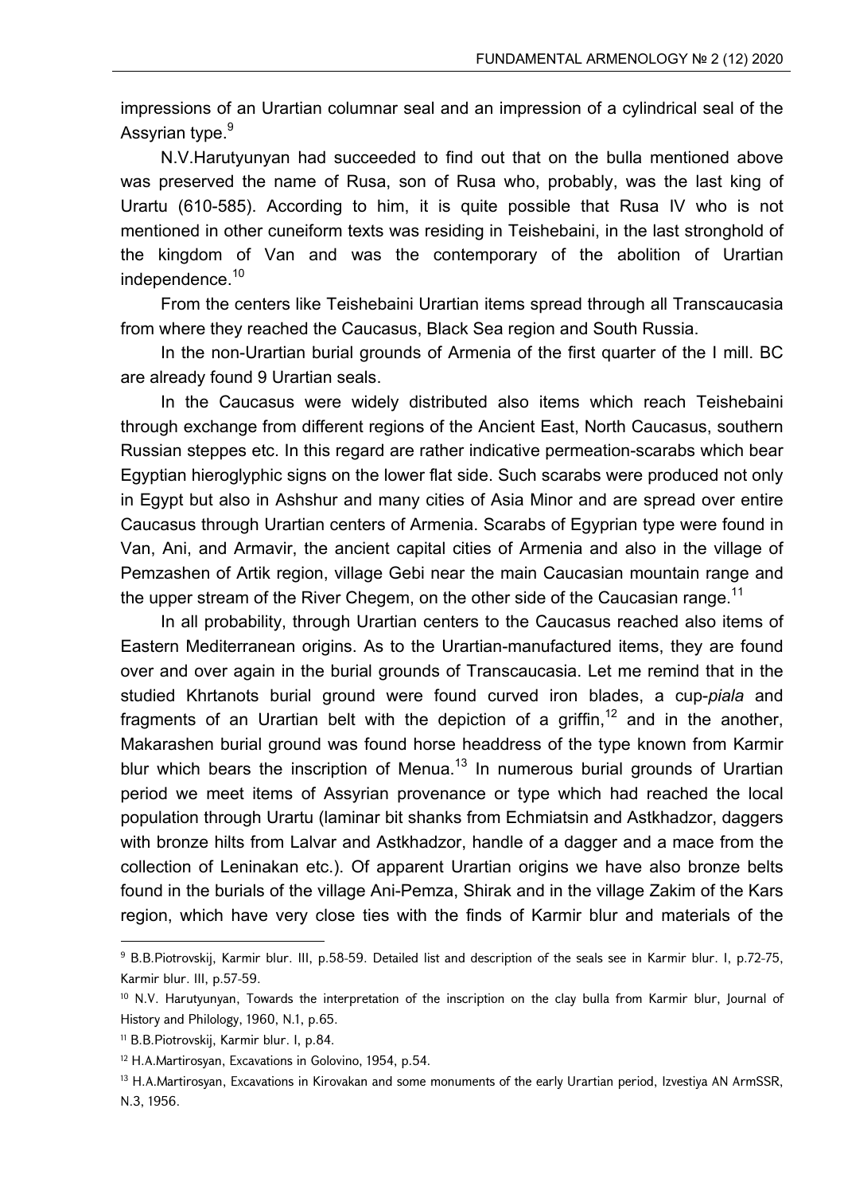impressions of an Urartian columnar seal and an impression of a cylindrical seal of the Assyrian type.[9]

N.V.Harutyunyan had succeeded to find out that on the bulla mentioned above was preserved the name of Rusa, son of Rusa who, probably, was the last king of Urartu (610-585). According to him, it is quite possible that Rusa IV who is not mentioned in other cuneiform texts was residing in Teishebaini, in the last stronghold of the kingdom of Van and was the contemporary of the abolition of Urartian independence.[10]

From the centers like Teishebaini Urartian items spread through all Transcaucasia from where they reached the Caucasus, Black Sea region and South Russia.

In the non-Urartian burial grounds of Armenia of the first quarter of the I mill. BC are already found 9 Urartian seals.

In the Caucasus were widely distributed also items which reach Teishebaini through exchange from different regions of the Ancient East, North Caucasus, southern Russian steppes etc. In this regard are rather indicative permeation-scarabs which bear Egyptian hieroglyphic signs on the lower flat side. Such scarabs were produced not only in Egypt but also in Ashshur and many cities of Asia Minor and are spread over entire Caucasus through Urartian centers of Armenia. Scarabs of Egyprian type were found in Van, Ani, and Armavir, the ancient capital cities of Armenia and also in the village of Pemzashen of Artik region, village Gebi near the main Caucasian mountain range and the upper stream of the River Chegem, on the other side of the Caucasian range.[11]

In all probability, through Urartian centers to the Caucasus reached also items of Eastern Mediterranean origins. As to the Urartian-manufactured items, they are found over and over again in the burial grounds of Transcaucasia. Let me remind that in the studied Khrtanots burial ground were found curved iron blades, a cup-*piala* and fragments of an Urartian belt with the depiction of a griffin,[12] and in the another, Makarashen burial ground was found horse headdress of the type known from Karmir blur which bears the inscription of Menua.[13] In numerous burial grounds of Urartian period we meet items of Assyrian provenance or type which had reached the local population through Urartu (laminar bit shanks from Echmiatsin and Astkhadzor, daggers with bronze hilts from Lalvar and Astkhadzor, handle of a dagger and a mace from the collection of Leninakan etc.). Of apparent Urartian origins we have also bronze belts found in the burials of the village Ani-Pemza, Shirak and in the village Zakim of the Kars region, which have very close ties with the finds of Karmir blur and materials of the

---

[9] B.B.Piotrovskij, Karmir blur. III, p.58-59. Detailed list and description of the seals see in Karmir blur. I, p.72-75, Karmir blur. III, p.57-59.

[10] N.V. Harutyunyan, Towards the interpretation of the inscription on the clay bulla from Karmir blur, Journal of History and Philology, 1960, N.1, p.65.

[11] B.B.Piotrovskij, Karmir blur. I, p.84.

[12] H.A.Martirosyan, Excavations in Golovino, 1954, p.54.

[13] H.A.Martirosyan, Excavations in Kirovakan and some monuments of the early Urartian period, Izvestiya AN ArmSSR, N.3, 1956.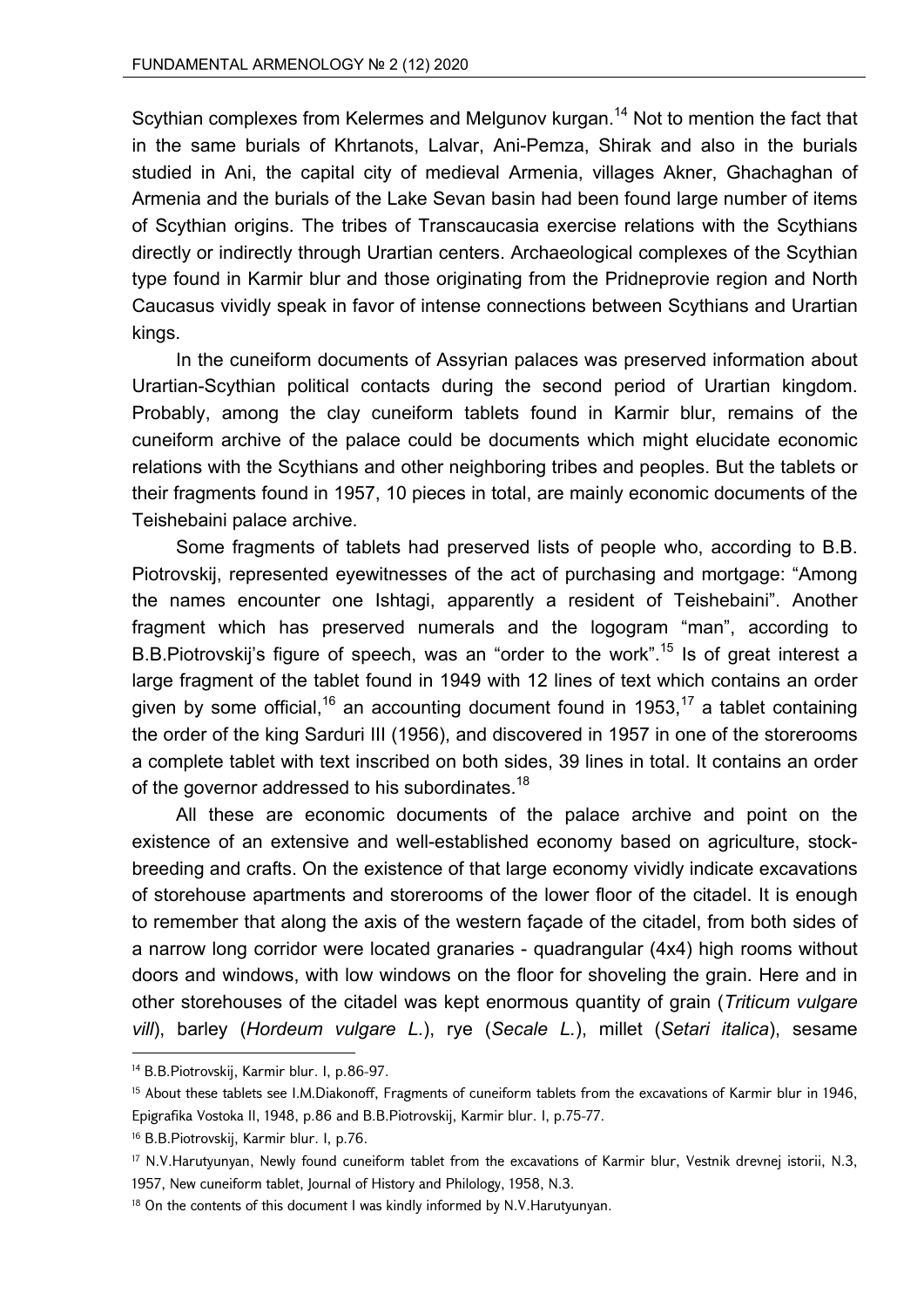Scythian complexes from Kelermes and Melgunov kurgan.[14] Not to mention the fact that in the same burials of Khrtanots, Lalvar, Ani-Pemza, Shirak and also in the burials studied in Ani, the capital city of medieval Armenia, villages Akner, Ghachaghan of Armenia and the burials of the Lake Sevan basin had been found large number of items of Scythian origins. The tribes of Transcaucasia exercise relations with the Scythians directly or indirectly through Urartian centers. Archaeological complexes of the Scythian type found in Karmir blur and those originating from the Pridneprovie region and North Caucasus vividly speak in favor of intense connections between Scythians and Urartian kings.

In the cuneiform documents of Assyrian palaces was preserved information about Urartian-Scythian political contacts during the second period of Urartian kingdom. Probably, among the clay cuneiform tablets found in Karmir blur, remains of the cuneiform archive of the palace could be documents which might elucidate economic relations with the Scythians and other neighboring tribes and peoples. But the tablets or their fragments found in 1957, 10 pieces in total, are mainly economic documents of the Teishebaini palace archive.

Some fragments of tablets had preserved lists of people who, according to B.B. Piotrovskij, represented eyewitnesses of the act of purchasing and mortgage: "Among the names encounter one Ishtagi, apparently a resident of Teishebaini". Another fragment which has preserved numerals and the logogram "man", according to B.B.Piotrovskij's figure of speech, was an "order to the work".[15] Is of great interest a large fragment of the tablet found in 1949 with 12 lines of text which contains an order given by some official,[16] an accounting document found in 1953,[17] a tablet containing the order of the king Sarduri III (1956), and discovered in 1957 in one of the storerooms a complete tablet with text inscribed on both sides, 39 lines in total. It contains an order of the governor addressed to his subordinates.[18]

All these are economic documents of the palace archive and point on the existence of an extensive and well-established economy based on agriculture, stock-breeding and crafts. On the existence of that large economy vividly indicate excavations of storehouse apartments and storerooms of the lower floor of the citadel. It is enough to remember that along the axis of the western façade of the citadel, from both sides of a narrow long corridor were located granaries - quadrangular (4x4) high rooms without doors and windows, with low windows on the floor for shoveling the grain. Here and in other storehouses of the citadel was kept enormous quantity of grain (*Triticum vulgare vill*), barley (*Hordeum vulgare L.*), rye (*Secale L.*), millet (*Setari italica*), sesame

---

[14] B.B.Piotrovskij, Karmir blur. I, p.86-97.

[15] About these tablets see I.M.Diakonoff, Fragments of cuneiform tablets from the excavations of Karmir blur in 1946, Epigrafika Vostoka II, 1948, p.86 and B.B.Piotrovskij, Karmir blur. I, p.75-77.

[16] B.B.Piotrovskij, Karmir blur. I, p.76.

[17] N.V.Harutyunyan, Newly found cuneiform tablet from the excavations of Karmir blur, Vestnik drevnej istorii, N.3, 1957, New cuneiform tablet, Journal of History and Philology, 1958, N.3.

[18] On the contents of this document I was kindly informed by N.V.Harutyunyan.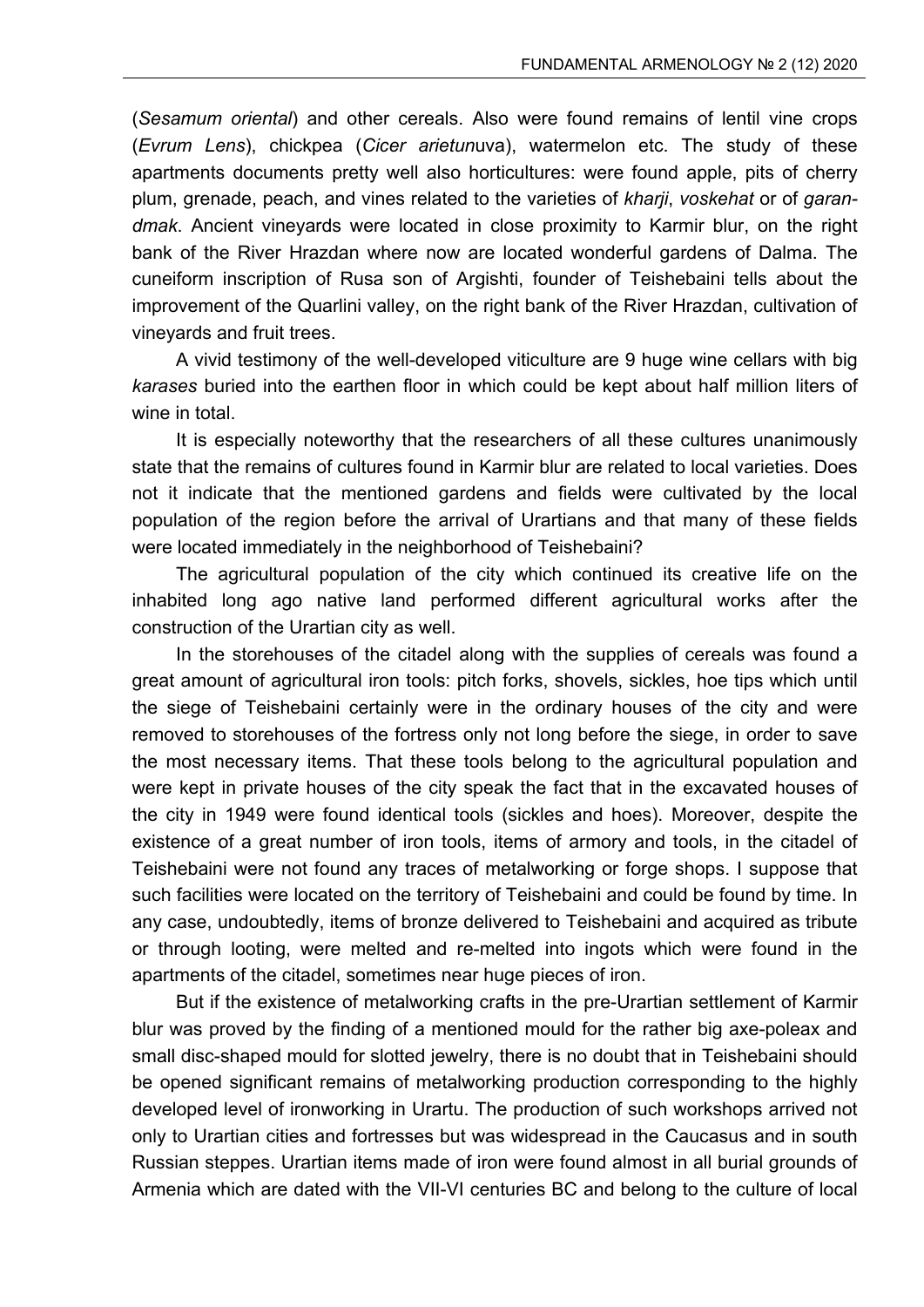(*Sesamum oriental*) and other cereals. Also were found remains of lentil vine crops (*Evrum Lens*), chickpea (*Cicer arietun*uva), watermelon etc. The study of these apartments documents pretty well also horticultures: were found apple, pits of cherry plum, grenade, peach, and vines related to the varieties of *kharji*, *voskehat* or of *garan-dmak*. Ancient vineyards were located in close proximity to Karmir blur, on the right bank of the River Hrazdan where now are located wonderful gardens of Dalma. The cuneiform inscription of Rusa son of Argishti, founder of Teishebaini tells about the improvement of the Quarlini valley, on the right bank of the River Hrazdan, cultivation of vineyards and fruit trees.

A vivid testimony of the well-developed viticulture are 9 huge wine cellars with big *karases* buried into the earthen floor in which could be kept about half million liters of wine in total.

It is especially noteworthy that the researchers of all these cultures unanimously state that the remains of cultures found in Karmir blur are related to local varieties. Does not it indicate that the mentioned gardens and fields were cultivated by the local population of the region before the arrival of Urartians and that many of these fields were located immediately in the neighborhood of Teishebaini?

The agricultural population of the city which continued its creative life on the inhabited long ago native land performed different agricultural works after the construction of the Urartian city as well.

In the storehouses of the citadel along with the supplies of cereals was found a great amount of agricultural iron tools: pitch forks, shovels, sickles, hoe tips which until the siege of Teishebaini certainly were in the ordinary houses of the city and were removed to storehouses of the fortress only not long before the siege, in order to save the most necessary items. That these tools belong to the agricultural population and were kept in private houses of the city speak the fact that in the excavated houses of the city in 1949 were found identical tools (sickles and hoes). Moreover, despite the existence of a great number of iron tools, items of armory and tools, in the citadel of Teishebaini were not found any traces of metalworking or forge shops. I suppose that such facilities were located on the territory of Teishebaini and could be found by time. In any case, undoubtedly, items of bronze delivered to Teishebaini and acquired as tribute or through looting, were melted and re-melted into ingots which were found in the apartments of the citadel, sometimes near huge pieces of iron.

But if the existence of metalworking crafts in the pre-Urartian settlement of Karmir blur was proved by the finding of a mentioned mould for the rather big axe-poleax and small disc-shaped mould for slotted jewelry, there is no doubt that in Teishebaini should be opened significant remains of metalworking production corresponding to the highly developed level of ironworking in Urartu. The production of such workshops arrived not only to Urartian cities and fortresses but was widespread in the Caucasus and in south Russian steppes. Urartian items made of iron were found almost in all burial grounds of Armenia which are dated with the VII-VI centuries BC and belong to the culture of local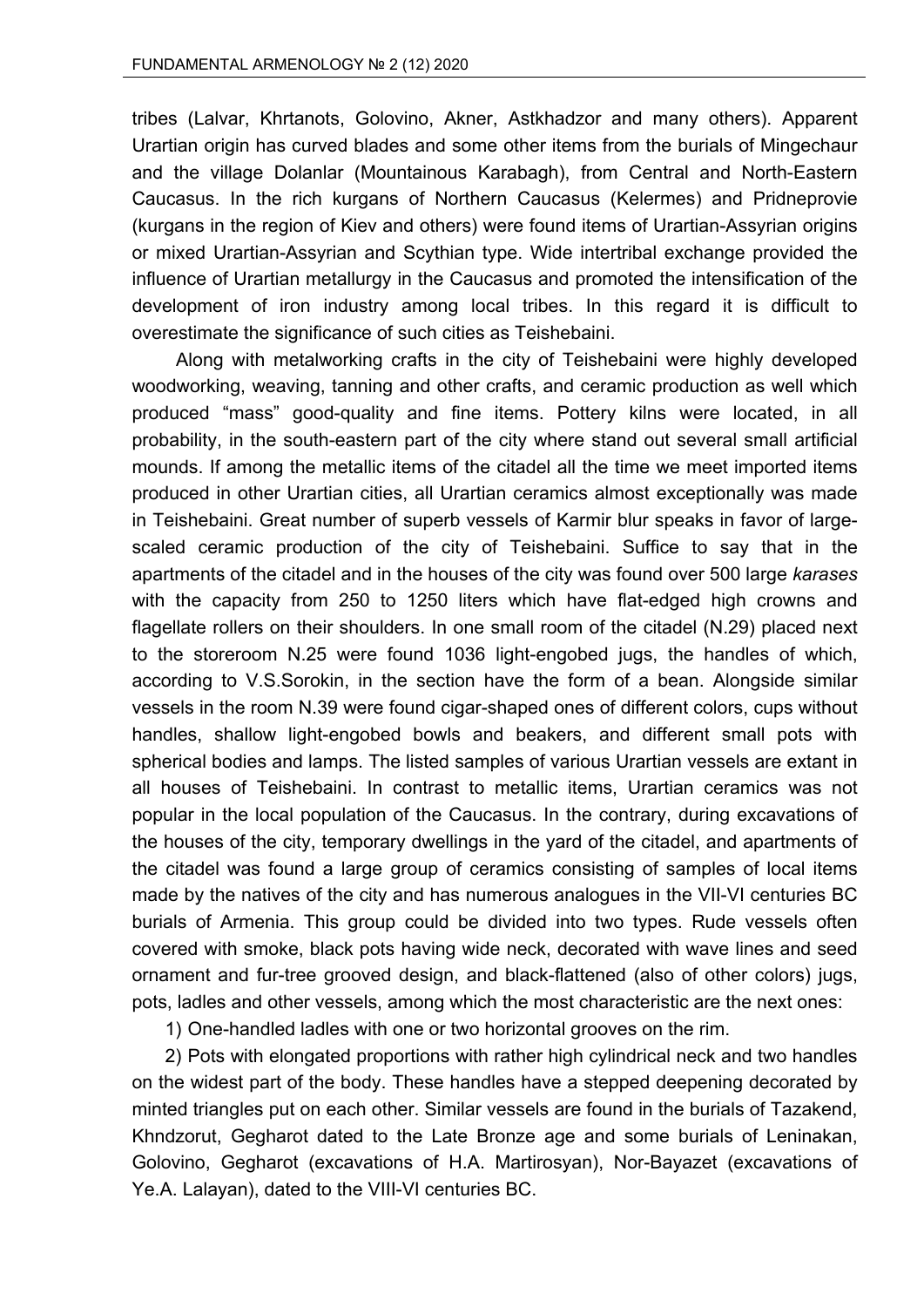tribes (Lalvar, Khrtanots, Golovino, Akner, Astkhadzor and many others). Apparent Urartian origin has curved blades and some other items from the burials of Mingechaur and the village Dolanlar (Mountainous Karabagh), from Central and North-Eastern Caucasus. In the rich kurgans of Northern Caucasus (Kelermes) and Pridneprovie (kurgans in the region of Kiev and others) were found items of Urartian-Assyrian origins or mixed Urartian-Assyrian and Scythian type. Wide intertribal exchange provided the influence of Urartian metallurgy in the Caucasus and promoted the intensification of the development of iron industry among local tribes. In this regard it is difficult to overestimate the significance of such cities as Teishebaini.

Along with metalworking crafts in the city of Teishebaini were highly developed woodworking, weaving, tanning and other crafts, and ceramic production as well which produced "mass" good-quality and fine items. Pottery kilns were located, in all probability, in the south-eastern part of the city where stand out several small artificial mounds. If among the metallic items of the citadel all the time we meet imported items produced in other Urartian cities, all Urartian ceramics almost exceptionally was made in Teishebaini. Great number of superb vessels of Karmir blur speaks in favor of large-scaled ceramic production of the city of Teishebaini. Suffice to say that in the apartments of the citadel and in the houses of the city was found over 500 large *karases* with the capacity from 250 to 1250 liters which have flat-edged high crowns and flagellate rollers on their shoulders. In one small room of the citadel (N.29) placed next to the storeroom N.25 were found 1036 light-engobed jugs, the handles of which, according to V.S.Sorokin, in the section have the form of a bean. Alongside similar vessels in the room N.39 were found cigar-shaped ones of different colors, cups without handles, shallow light-engobed bowls and beakers, and different small pots with spherical bodies and lamps. The listed samples of various Urartian vessels are extant in all houses of Teishebaini. In contrast to metallic items, Urartian ceramics was not popular in the local population of the Caucasus. In the contrary, during excavations of the houses of the city, temporary dwellings in the yard of the citadel, and apartments of the citadel was found a large group of ceramics consisting of samples of local items made by the natives of the city and has numerous analogues in the VII-VI centuries BC burials of Armenia. This group could be divided into two types. Rude vessels often covered with smoke, black pots having wide neck, decorated with wave lines and seed ornament and fur-tree grooved design, and black-flattened (also of other colors) jugs, pots, ladles and other vessels, among which the most characteristic are the next ones:

1) One-handled ladles with one or two horizontal grooves on the rim.

2) Pots with elongated proportions with rather high cylindrical neck and two handles on the widest part of the body. These handles have a stepped deepening decorated by minted triangles put on each other. Similar vessels are found in the burials of Tazakend, Khndzorut, Gegharot dated to the Late Bronze age and some burials of Leninakan, Golovino, Gegharot (excavations of H.A. Martirosyan), Nor-Bayazet (excavations of Ye.A. Lalayan), dated to the VIII-VI centuries BC.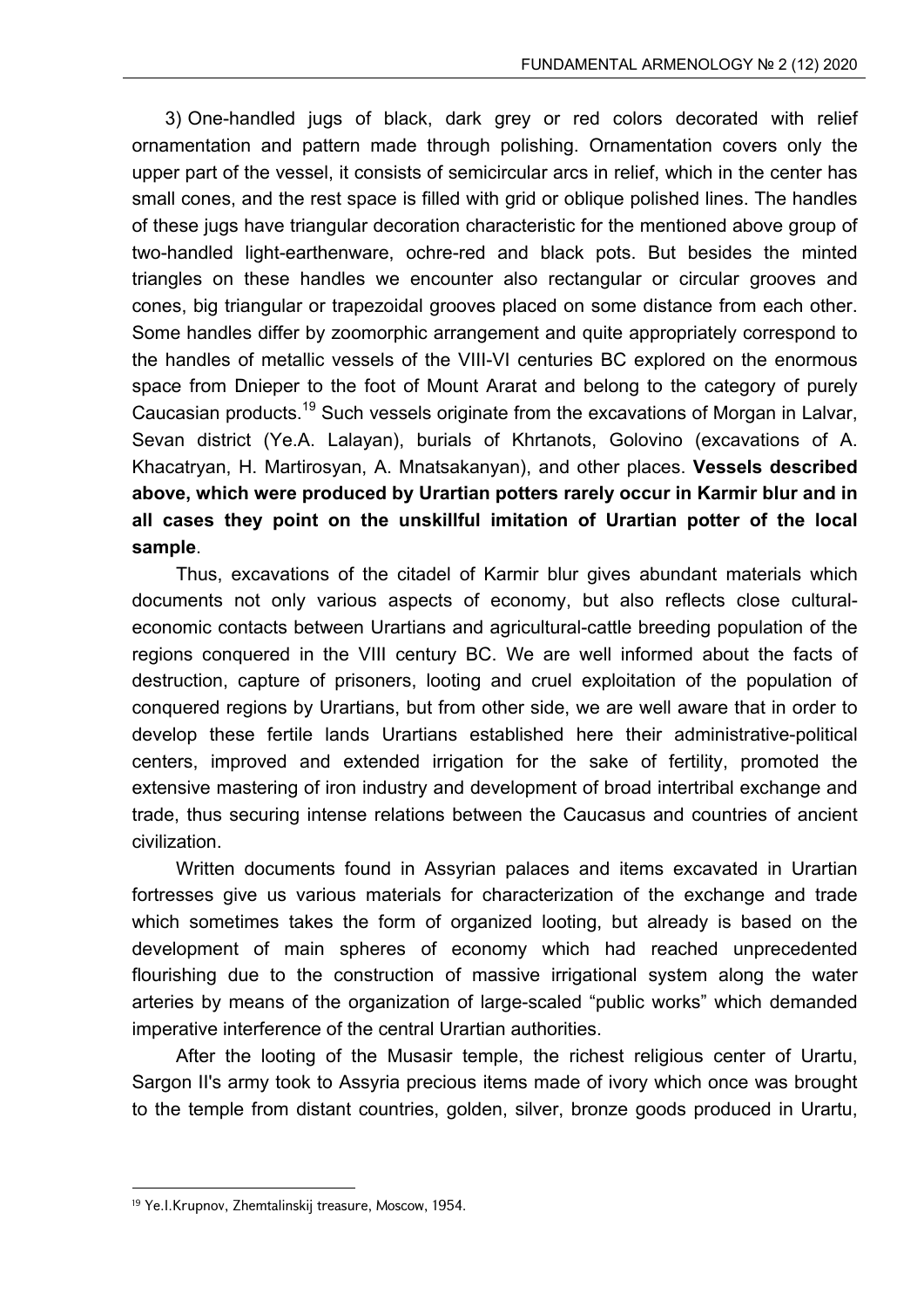3) One-handled jugs of black, dark grey or red colors decorated with relief ornamentation and pattern made through polishing. Ornamentation covers only the upper part of the vessel, it consists of semicircular arcs in relief, which in the center has small cones, and the rest space is filled with grid or oblique polished lines. The handles of these jugs have triangular decoration characteristic for the mentioned above group of two-handled light-earthenware, ochre-red and black pots. But besides the minted triangles on these handles we encounter also rectangular or circular grooves and cones, big triangular or trapezoidal grooves placed on some distance from each other. Some handles differ by zoomorphic arrangement and quite appropriately correspond to the handles of metallic vessels of the VIII-VI centuries BC explored on the enormous space from Dnieper to the foot of Mount Ararat and belong to the category of purely Caucasian products.[19] Such vessels originate from the excavations of Morgan in Lalvar, Sevan district (Ye.A. Lalayan), burials of Khrtanots, Golovino (excavations of A. Khacatryan, H. Martirosyan, A. Mnatsakanyan), and other places. **Vessels described above, which were produced by Urartian potters rarely occur in Karmir blur and in all cases they point on the unskillful imitation of Urartian potter of the local sample**.

Thus, excavations of the citadel of Karmir blur gives abundant materials which documents not only various aspects of economy, but also reflects close cultural-economic contacts between Urartians and agricultural-cattle breeding population of the regions conquered in the VIII century BC. We are well informed about the facts of destruction, capture of prisoners, looting and cruel exploitation of the population of conquered regions by Urartians, but from other side, we are well aware that in order to develop these fertile lands Urartians established here their administrative-political centers, improved and extended irrigation for the sake of fertility, promoted the extensive mastering of iron industry and development of broad intertribal exchange and trade, thus securing intense relations between the Caucasus and countries of ancient civilization.

Written documents found in Assyrian palaces and items excavated in Urartian fortresses give us various materials for characterization of the exchange and trade which sometimes takes the form of organized looting, but already is based on the development of main spheres of economy which had reached unprecedented flourishing due to the construction of massive irrigational system along the water arteries by means of the organization of large-scaled "public works" which demanded imperative interference of the central Urartian authorities.

After the looting of the Musasir temple, the richest religious center of Urartu, Sargon II's army took to Assyria precious items made of ivory which once was brought to the temple from distant countries, golden, silver, bronze goods produced in Urartu,

[19] Ye.I.Krupnov, Zhemtalinskij treasure, Moscow, 1954.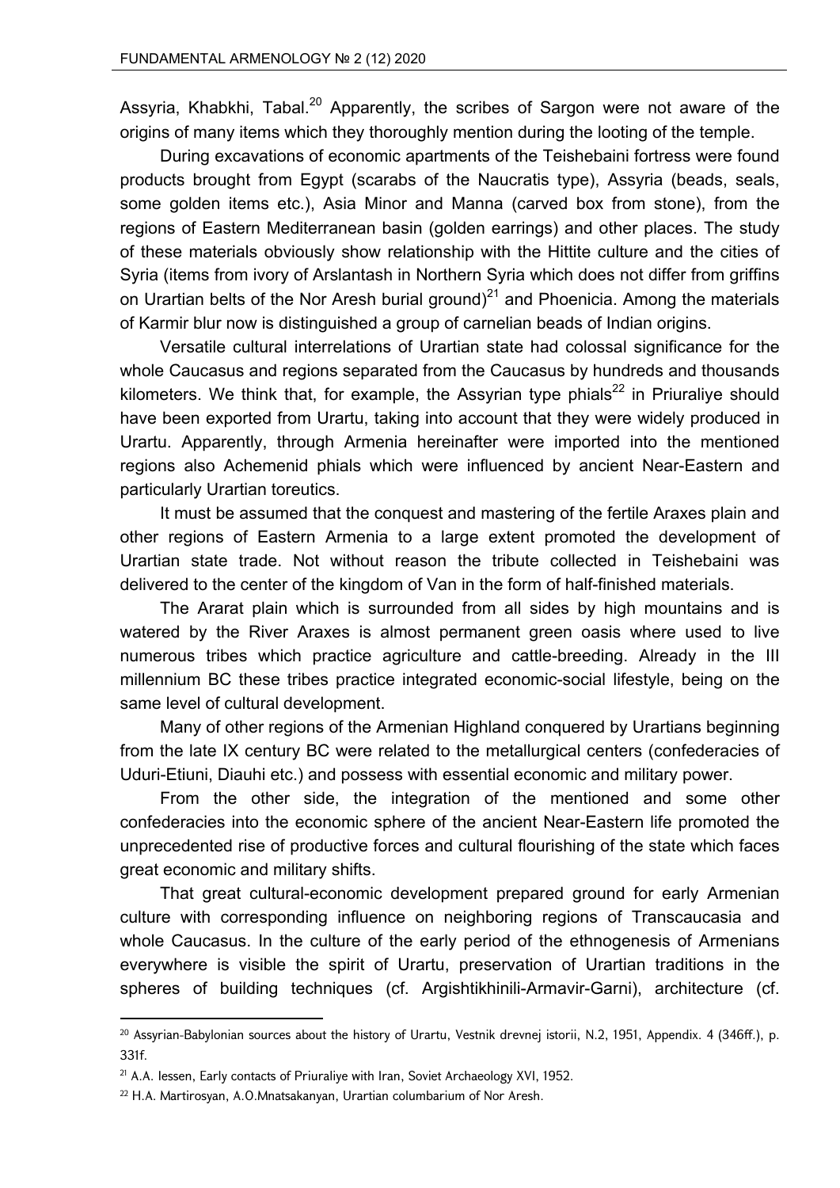Assyria, Khabkhi, Tabal.[20] Apparently, the scribes of Sargon were not aware of the origins of many items which they thoroughly mention during the looting of the temple.

During excavations of economic apartments of the Teishebaini fortress were found products brought from Egypt (scarabs of the Naucratis type), Assyria (beads, seals, some golden items etc.), Asia Minor and Manna (carved box from stone), from the regions of Eastern Mediterranean basin (golden earrings) and other places. The study of these materials obviously show relationship with the Hittite culture and the cities of Syria (items from ivory of Arslantash in Northern Syria which does not differ from griffins on Urartian belts of the Nor Aresh burial ground)[21] and Phoenicia. Among the materials of Karmir blur now is distinguished a group of carnelian beads of Indian origins.

Versatile cultural interrelations of Urartian state had colossal significance for the whole Caucasus and regions separated from the Caucasus by hundreds and thousands kilometers. We think that, for example, the Assyrian type phials[22] in Priuraliye should have been exported from Urartu, taking into account that they were widely produced in Urartu. Apparently, through Armenia hereinafter were imported into the mentioned regions also Achemenid phials which were influenced by ancient Near-Eastern and particularly Urartian toreutics.

It must be assumed that the conquest and mastering of the fertile Araxes plain and other regions of Eastern Armenia to a large extent promoted the development of Urartian state trade. Not without reason the tribute collected in Teishebaini was delivered to the center of the kingdom of Van in the form of half-finished materials.

The Ararat plain which is surrounded from all sides by high mountains and is watered by the River Araxes is almost permanent green oasis where used to live numerous tribes which practice agriculture and cattle-breeding. Already in the III millennium BC these tribes practice integrated economic-social lifestyle, being on the same level of cultural development.

Many of other regions of the Armenian Highland conquered by Urartians beginning from the late IX century BC were related to the metallurgical centers (confederacies of Uduri-Etiuni, Diauhi etc.) and possess with essential economic and military power.

From the other side, the integration of the mentioned and some other confederacies into the economic sphere of the ancient Near-Eastern life promoted the unprecedented rise of productive forces and cultural flourishing of the state which faces great economic and military shifts.

That great cultural-economic development prepared ground for early Armenian culture with corresponding influence on neighboring regions of Transcaucasia and whole Caucasus. In the culture of the early period of the ethnogenesis of Armenians everywhere is visible the spirit of Urartu, preservation of Urartian traditions in the spheres of building techniques (cf. Argishtikhinili-Armavir-Garni), architecture (cf.

---

[20] Assyrian-Babylonian sources about the history of Urartu, Vestnik drevnej istorii, N.2, 1951, Appendix. 4 (346ff.), p. 331f.

[21] A.A. Iessen, Early contacts of Priuraliye with Iran, Soviet Archaeology XVI, 1952.

[22] H.A. Martirosyan, A.O.Mnatsakanyan, Urartian columbarium of Nor Aresh.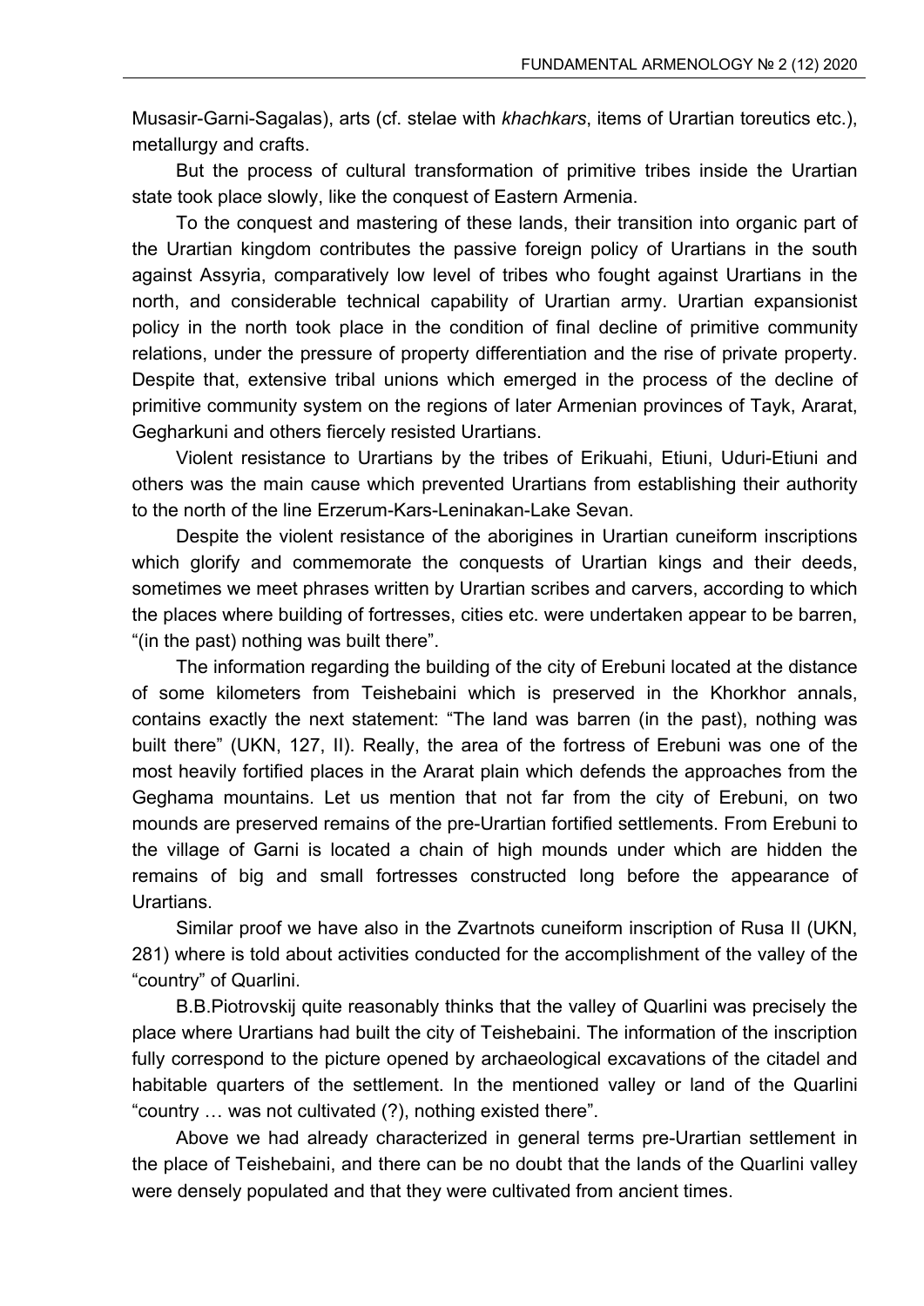Musasir-Garni-Sagalas), arts (cf. stelae with *khachkars*, items of Urartian toreutics etc.), metallurgy and crafts.

But the process of cultural transformation of primitive tribes inside the Urartian state took place slowly, like the conquest of Eastern Armenia.

To the conquest and mastering of these lands, their transition into organic part of the Urartian kingdom contributes the passive foreign policy of Urartians in the south against Assyria, comparatively low level of tribes who fought against Urartians in the north, and considerable technical capability of Urartian army. Urartian expansionist policy in the north took place in the condition of final decline of primitive community relations, under the pressure of property differentiation and the rise of private property. Despite that, extensive tribal unions which emerged in the process of the decline of primitive community system on the regions of later Armenian provinces of Tayk, Ararat, Gegharkuni and others fiercely resisted Urartians.

Violent resistance to Urartians by the tribes of Erikuahi, Etiuni, Uduri-Etiuni and others was the main cause which prevented Urartians from establishing their authority to the north of the line Erzerum-Kars-Leninakan-Lake Sevan.

Despite the violent resistance of the aborigines in Urartian cuneiform inscriptions which glorify and commemorate the conquests of Urartian kings and their deeds, sometimes we meet phrases written by Urartian scribes and carvers, according to which the places where building of fortresses, cities etc. were undertaken appear to be barren, "(in the past) nothing was built there".

The information regarding the building of the city of Erebuni located at the distance of some kilometers from Teishebaini which is preserved in the Khorkhor annals, contains exactly the next statement: "The land was barren (in the past), nothing was built there" (UKN, 127, II). Really, the area of the fortress of Erebuni was one of the most heavily fortified places in the Ararat plain which defends the approaches from the Geghama mountains. Let us mention that not far from the city of Erebuni, on two mounds are preserved remains of the pre-Urartian fortified settlements. From Erebuni to the village of Garni is located a chain of high mounds under which are hidden the remains of big and small fortresses constructed long before the appearance of Urartians.

Similar proof we have also in the Zvartnots cuneiform inscription of Rusa II (UKN, 281) where is told about activities conducted for the accomplishment of the valley of the "country" of Quarlini.

B.B.Piotrovskij quite reasonably thinks that the valley of Quarlini was precisely the place where Urartians had built the city of Teishebaini. The information of the inscription fully correspond to the picture opened by archaeological excavations of the citadel and habitable quarters of the settlement. In the mentioned valley or land of the Quarlini "country … was not cultivated (?), nothing existed there".

Above we had already characterized in general terms pre-Urartian settlement in the place of Teishebaini, and there can be no doubt that the lands of the Quarlini valley were densely populated and that they were cultivated from ancient times.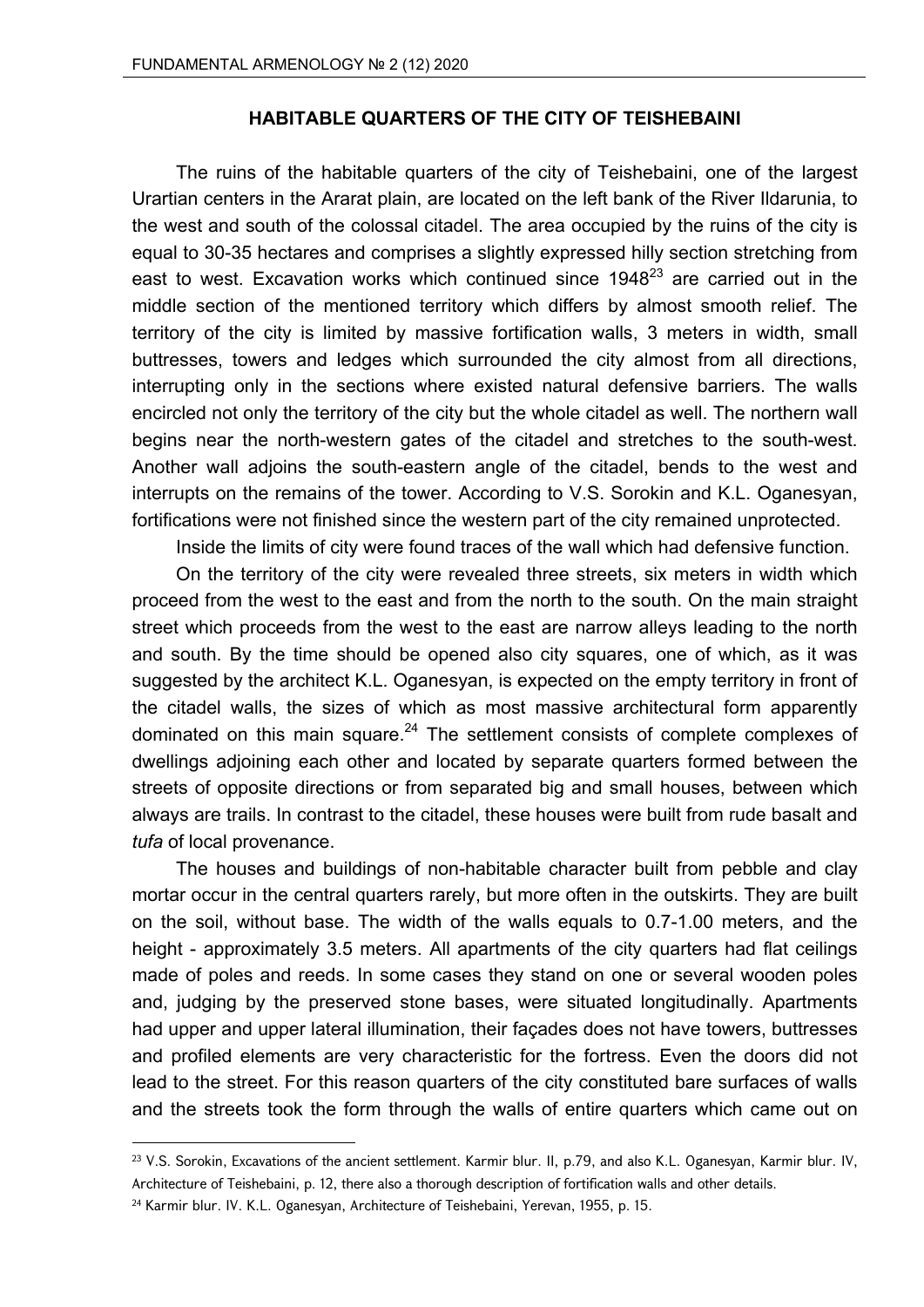## HABITABLE QUARTERS OF THE CITY OF TEISHEBAINI

The ruins of the habitable quarters of the city of Teishebaini, one of the largest Urartian centers in the Ararat plain, are located on the left bank of the River Ildarunia, to the west and south of the colossal citadel. The area occupied by the ruins of the city is equal to 30-35 hectares and comprises a slightly expressed hilly section stretching from east to west. Excavation works which continued since 1948[23] are carried out in the middle section of the mentioned territory which differs by almost smooth relief. The territory of the city is limited by massive fortification walls, 3 meters in width, small buttresses, towers and ledges which surrounded the city almost from all directions, interrupting only in the sections where existed natural defensive barriers. The walls encircled not only the territory of the city but the whole citadel as well. The northern wall begins near the north-western gates of the citadel and stretches to the south-west. Another wall adjoins the south-eastern angle of the citadel, bends to the west and interrupts on the remains of the tower. According to V.S. Sorokin and K.L. Oganesyan, fortifications were not finished since the western part of the city remained unprotected.

Inside the limits of city were found traces of the wall which had defensive function.

On the territory of the city were revealed three streets, six meters in width which proceed from the west to the east and from the north to the south. On the main straight street which proceeds from the west to the east are narrow alleys leading to the north and south. By the time should be opened also city squares, one of which, as it was suggested by the architect K.L. Oganesyan, is expected on the empty territory in front of the citadel walls, the sizes of which as most massive architectural form apparently dominated on this main square.[24] The settlement consists of complete complexes of dwellings adjoining each other and located by separate quarters formed between the streets of opposite directions or from separated big and small houses, between which always are trails. In contrast to the citadel, these houses were built from rude basalt and *tufa* of local provenance.

The houses and buildings of non-habitable character built from pebble and clay mortar occur in the central quarters rarely, but more often in the outskirts. They are built on the soil, without base. The width of the walls equals to 0.7-1.00 meters, and the height - approximately 3.5 meters. All apartments of the city quarters had flat ceilings made of poles and reeds. In some cases they stand on one or several wooden poles and, judging by the preserved stone bases, were situated longitudinally. Apartments had upper and upper lateral illumination, their façades does not have towers, buttresses and profiled elements are very characteristic for the fortress. Even the doors did not lead to the street. For this reason quarters of the city constituted bare surfaces of walls and the streets took the form through the walls of entire quarters which came out on

---

[23] V.S. Sorokin, Excavations of the ancient settlement. Karmir blur. II, p.79, and also K.L. Oganesyan, Karmir blur. IV, Architecture of Teishebaini, p. 12, there also a thorough description of fortification walls and other details.

[24] Karmir blur. IV. K.L. Oganesyan, Architecture of Teishebaini, Yerevan, 1955, p. 15.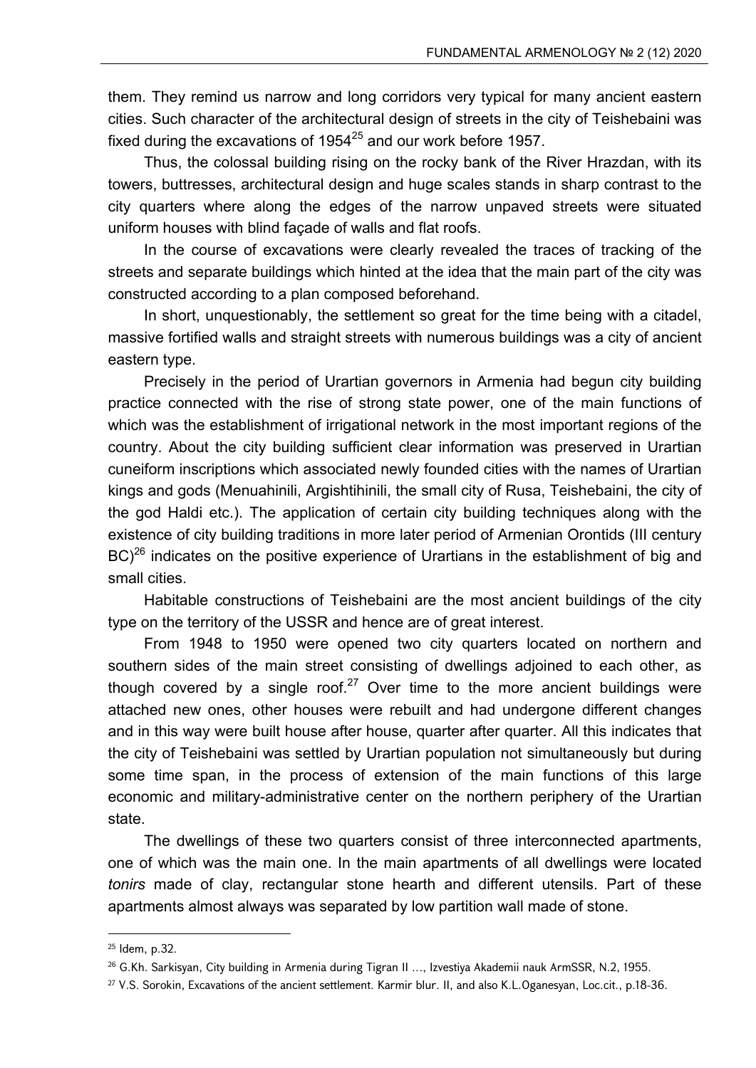them. They remind us narrow and long corridors very typical for many ancient eastern cities. Such character of the architectural design of streets in the city of Teishebaini was fixed during the excavations of 1954[25] and our work before 1957.

Thus, the colossal building rising on the rocky bank of the River Hrazdan, with its towers, buttresses, architectural design and huge scales stands in sharp contrast to the city quarters where along the edges of the narrow unpaved streets were situated uniform houses with blind façade of walls and flat roofs.

In the course of excavations were clearly revealed the traces of tracking of the streets and separate buildings which hinted at the idea that the main part of the city was constructed according to a plan composed beforehand.

In short, unquestionably, the settlement so great for the time being with a citadel, massive fortified walls and straight streets with numerous buildings was a city of ancient eastern type.

Precisely in the period of Urartian governors in Armenia had begun city building practice connected with the rise of strong state power, one of the main functions of which was the establishment of irrigational network in the most important regions of the country. About the city building sufficient clear information was preserved in Urartian cuneiform inscriptions which associated newly founded cities with the names of Urartian kings and gods (Menuahinili, Argishtihinili, the small city of Rusa, Teishebaini, the city of the god Haldi etc.). The application of certain city building techniques along with the existence of city building traditions in more later period of Armenian Orontids (III century BC)[26] indicates on the positive experience of Urartians in the establishment of big and small cities.

Habitable constructions of Teishebaini are the most ancient buildings of the city type on the territory of the USSR and hence are of great interest.

From 1948 to 1950 were opened two city quarters located on northern and southern sides of the main street consisting of dwellings adjoined to each other, as though covered by a single roof.[27] Over time to the more ancient buildings were attached new ones, other houses were rebuilt and had undergone different changes and in this way were built house after house, quarter after quarter. All this indicates that the city of Teishebaini was settled by Urartian population not simultaneously but during some time span, in the process of extension of the main functions of this large economic and military-administrative center on the northern periphery of the Urartian state.

The dwellings of these two quarters consist of three interconnected apartments, one of which was the main one. In the main apartments of all dwellings were located *tonirs* made of clay, rectangular stone hearth and different utensils. Part of these apartments almost always was separated by low partition wall made of stone.

---

[25] Idem, p.32.

[26] G.Kh. Sarkisyan, City building in Armenia during Tigran II ..., Izvestiya Akademii nauk ArmSSR, N.2, 1955.

[27] V.S. Sorokin, Excavations of the ancient settlement. Karmir blur. II, and also K.L.Oganesyan, Loc.cit., p.18-36.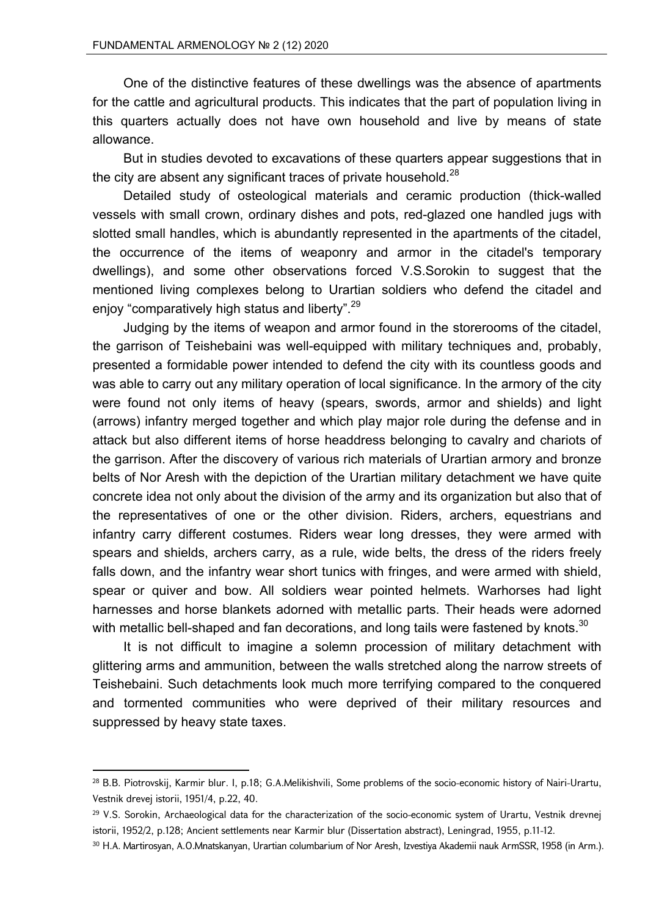One of the distinctive features of these dwellings was the absence of apartments for the cattle and agricultural products. This indicates that the part of population living in this quarters actually does not have own household and live by means of state allowance.

But in studies devoted to excavations of these quarters appear suggestions that in the city are absent any significant traces of private household.[28]

Detailed study of osteological materials and ceramic production (thick-walled vessels with small crown, ordinary dishes and pots, red-glazed one handled jugs with slotted small handles, which is abundantly represented in the apartments of the citadel, the occurrence of the items of weaponry and armor in the citadel's temporary dwellings), and some other observations forced V.S.Sorokin to suggest that the mentioned living complexes belong to Urartian soldiers who defend the citadel and enjoy "comparatively high status and liberty".[29]

Judging by the items of weapon and armor found in the storerooms of the citadel, the garrison of Teishebaini was well-equipped with military techniques and, probably, presented a formidable power intended to defend the city with its countless goods and was able to carry out any military operation of local significance. In the armory of the city were found not only items of heavy (spears, swords, armor and shields) and light (arrows) infantry merged together and which play major role during the defense and in attack but also different items of horse headdress belonging to cavalry and chariots of the garrison. After the discovery of various rich materials of Urartian armory and bronze belts of Nor Aresh with the depiction of the Urartian military detachment we have quite concrete idea not only about the division of the army and its organization but also that of the representatives of one or the other division. Riders, archers, equestrians and infantry carry different costumes. Riders wear long dresses, they were armed with spears and shields, archers carry, as a rule, wide belts, the dress of the riders freely falls down, and the infantry wear short tunics with fringes, and were armed with shield, spear or quiver and bow. All soldiers wear pointed helmets. Warhorses had light harnesses and horse blankets adorned with metallic parts. Their heads were adorned with metallic bell-shaped and fan decorations, and long tails were fastened by knots.[30]

It is not difficult to imagine a solemn procession of military detachment with glittering arms and ammunition, between the walls stretched along the narrow streets of Teishebaini. Such detachments look much more terrifying compared to the conquered and tormented communities who were deprived of their military resources and suppressed by heavy state taxes.

---

[28] B.B. Piotrovskij, Karmir blur. I, p.18; G.A.Melikishvili, Some problems of the socio-economic history of Nairi-Urartu, Vestnik drevej istorii, 1951/4, p.22, 40.

[29] V.S. Sorokin, Archaeological data for the characterization of the socio-economic system of Urartu, Vestnik drevnej istorii, 1952/2, p.128; Ancient settlements near Karmir blur (Dissertation abstract), Leningrad, 1955, p.11-12.

[30] H.A. Martirosyan, A.O.Mnatskanyan, Urartian columbarium of Nor Aresh, Izvestiya Akademii nauk ArmSSR, 1958 (in Arm.).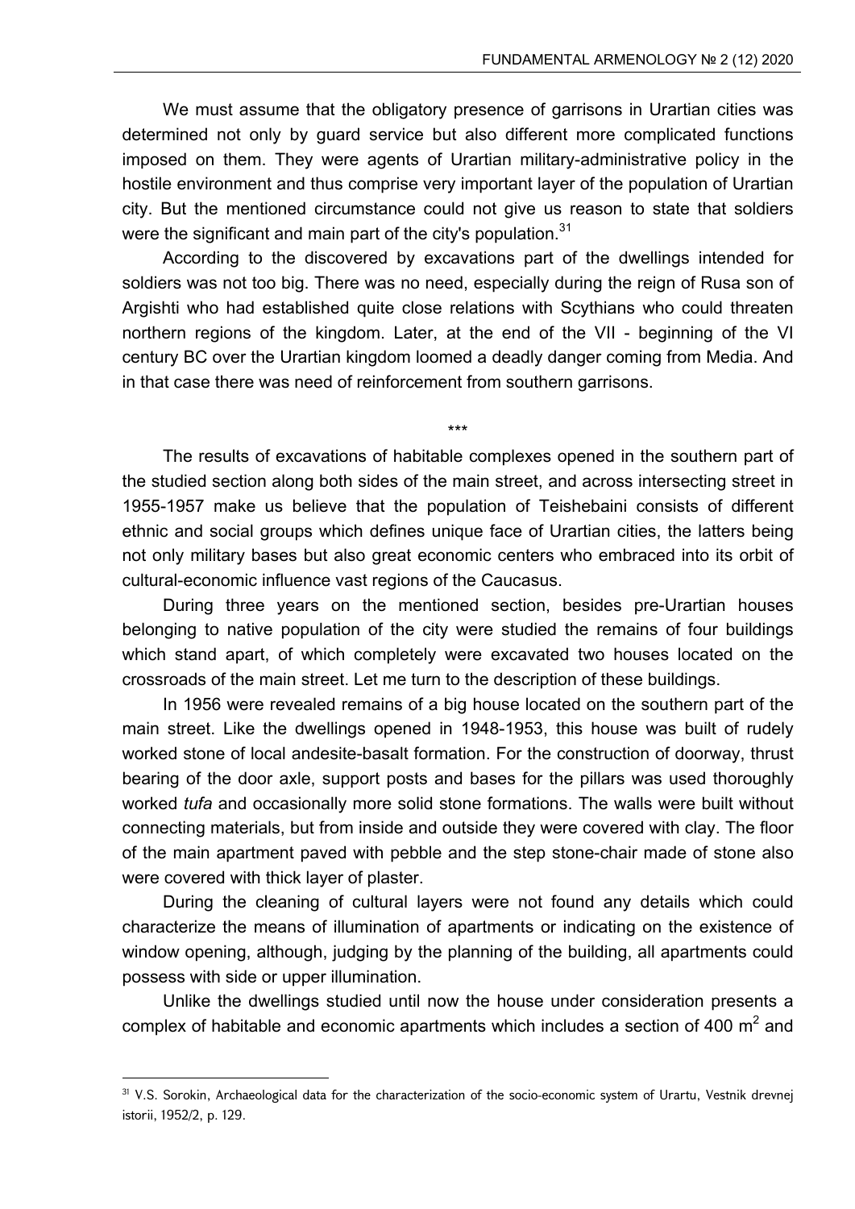We must assume that the obligatory presence of garrisons in Urartian cities was determined not only by guard service but also different more complicated functions imposed on them. They were agents of Urartian military-administrative policy in the hostile environment and thus comprise very important layer of the population of Urartian city. But the mentioned circumstance could not give us reason to state that soldiers were the significant and main part of the city's population.[31]

According to the discovered by excavations part of the dwellings intended for soldiers was not too big. There was no need, especially during the reign of Rusa son of Argishti who had established quite close relations with Scythians who could threaten northern regions of the kingdom. Later, at the end of the VII - beginning of the VI century BC over the Urartian kingdom loomed a deadly danger coming from Media. And in that case there was need of reinforcement from southern garrisons.

\*\*\*

The results of excavations of habitable complexes opened in the southern part of the studied section along both sides of the main street, and across intersecting street in 1955-1957 make us believe that the population of Teishebaini consists of different ethnic and social groups which defines unique face of Urartian cities, the latters being not only military bases but also great economic centers who embraced into its orbit of cultural-economic influence vast regions of the Caucasus.

During three years on the mentioned section, besides pre-Urartian houses belonging to native population of the city were studied the remains of four buildings which stand apart, of which completely were excavated two houses located on the crossroads of the main street. Let me turn to the description of these buildings.

In 1956 were revealed remains of a big house located on the southern part of the main street. Like the dwellings opened in 1948-1953, this house was built of rudely worked stone of local andesite-basalt formation. For the construction of doorway, thrust bearing of the door axle, support posts and bases for the pillars was used thoroughly worked *tufa* and occasionally more solid stone formations. The walls were built without connecting materials, but from inside and outside they were covered with clay. The floor of the main apartment paved with pebble and the step stone-chair made of stone also were covered with thick layer of plaster.

During the cleaning of cultural layers were not found any details which could characterize the means of illumination of apartments or indicating on the existence of window opening, although, judging by the planning of the building, all apartments could possess with side or upper illumination.

Unlike the dwellings studied until now the house under consideration presents a complex of habitable and economic apartments which includes a section of 400 m$^2$ and

---

[31] V.S. Sorokin, Archaeological data for the characterization of the socio-economic system of Urartu, Vestnik drevnej istorii, 1952/2, p. 129.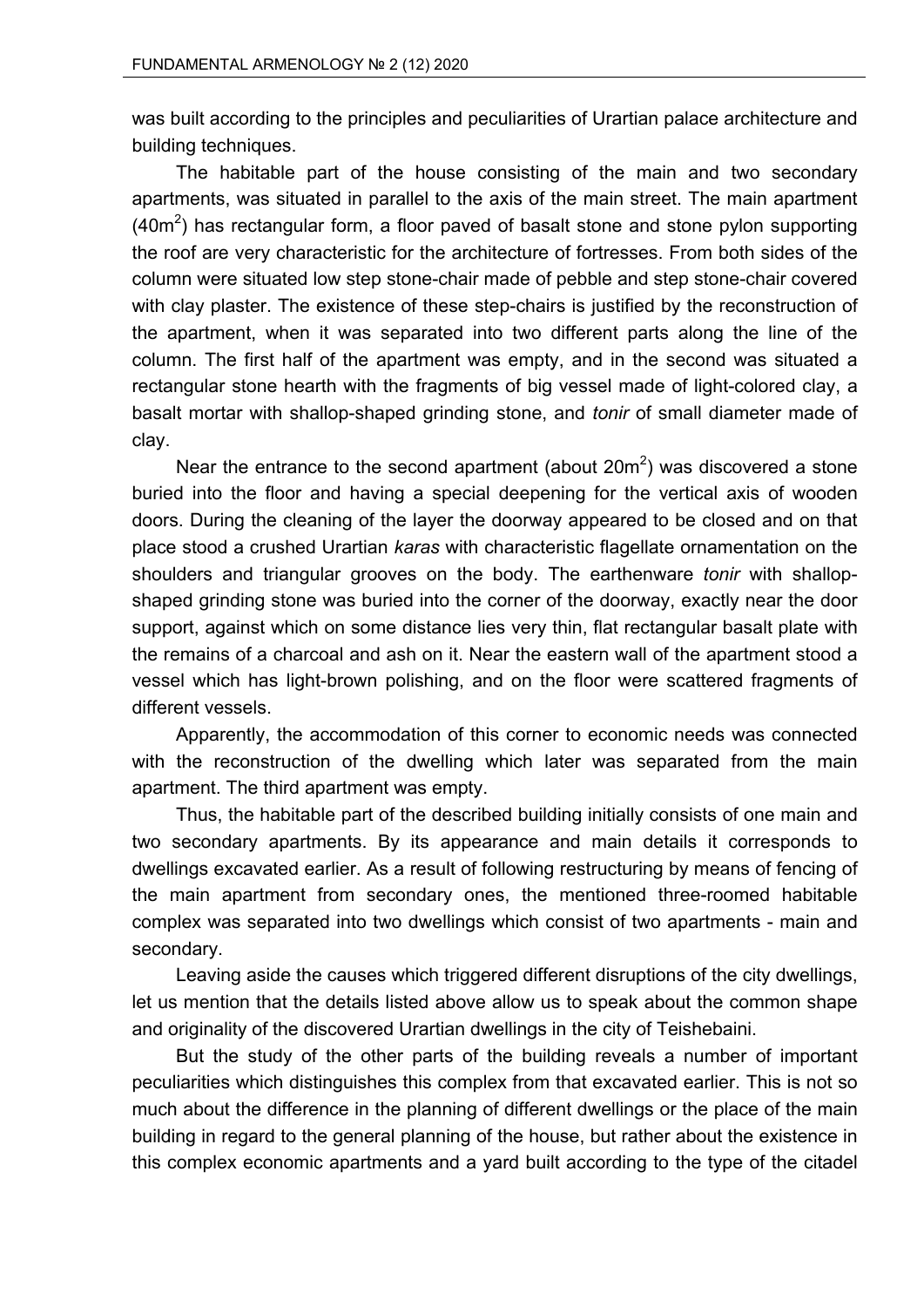was built according to the principles and peculiarities of Urartian palace architecture and building techniques.

The habitable part of the house consisting of the main and two secondary apartments, was situated in parallel to the axis of the main street. The main apartment ($40m^2$) has rectangular form, a floor paved of basalt stone and stone pylon supporting the roof are very characteristic for the architecture of fortresses. From both sides of the column were situated low step stone-chair made of pebble and step stone-chair covered with clay plaster. The existence of these step-chairs is justified by the reconstruction of the apartment, when it was separated into two different parts along the line of the column. The first half of the apartment was empty, and in the second was situated a rectangular stone hearth with the fragments of big vessel made of light-colored clay, a basalt mortar with shallop-shaped grinding stone, and *tonir* of small diameter made of clay.

Near the entrance to the second apartment (about $20m^2$) was discovered a stone buried into the floor and having a special deepening for the vertical axis of wooden doors. During the cleaning of the layer the doorway appeared to be closed and on that place stood a crushed Urartian *karas* with characteristic flagellate ornamentation on the shoulders and triangular grooves on the body. The earthenware *tonir* with shallop-shaped grinding stone was buried into the corner of the doorway, exactly near the door support, against which on some distance lies very thin, flat rectangular basalt plate with the remains of a charcoal and ash on it. Near the eastern wall of the apartment stood a vessel which has light-brown polishing, and on the floor were scattered fragments of different vessels.

Apparently, the accommodation of this corner to economic needs was connected with the reconstruction of the dwelling which later was separated from the main apartment. The third apartment was empty.

Thus, the habitable part of the described building initially consists of one main and two secondary apartments. By its appearance and main details it corresponds to dwellings excavated earlier. As a result of following restructuring by means of fencing of the main apartment from secondary ones, the mentioned three-roomed habitable complex was separated into two dwellings which consist of two apartments - main and secondary.

Leaving aside the causes which triggered different disruptions of the city dwellings, let us mention that the details listed above allow us to speak about the common shape and originality of the discovered Urartian dwellings in the city of Teishebaini.

But the study of the other parts of the building reveals a number of important peculiarities which distinguishes this complex from that excavated earlier. This is not so much about the difference in the planning of different dwellings or the place of the main building in regard to the general planning of the house, but rather about the existence in this complex economic apartments and a yard built according to the type of the citadel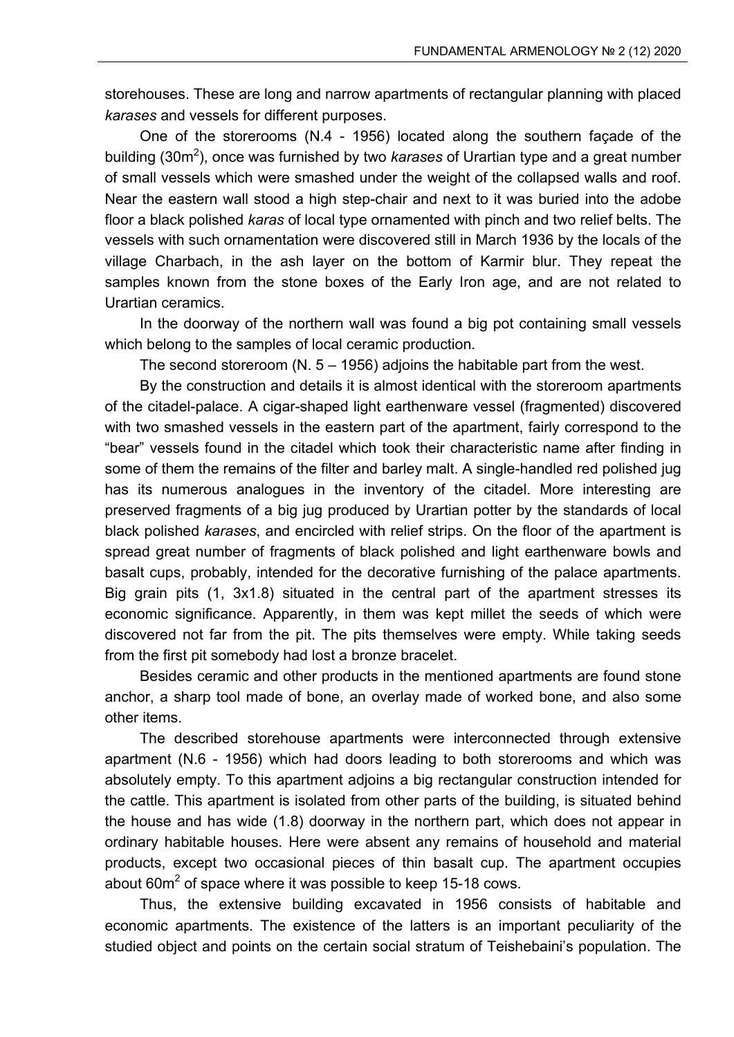storehouses. These are long and narrow apartments of rectangular planning with placed *karases* and vessels for different purposes.

One of the storerooms (N.4 - 1956) located along the southern façade of the building (30m$^2$), once was furnished by two *karases* of Urartian type and a great number of small vessels which were smashed under the weight of the collapsed walls and roof. Near the eastern wall stood a high step-chair and next to it was buried into the adobe floor a black polished *karas* of local type ornamented with pinch and two relief belts. The vessels with such ornamentation were discovered still in March 1936 by the locals of the village Charbach, in the ash layer on the bottom of Karmir blur. They repeat the samples known from the stone boxes of the Early Iron age, and are not related to Urartian ceramics.

In the doorway of the northern wall was found a big pot containing small vessels which belong to the samples of local ceramic production.

The second storeroom (N. 5 – 1956) adjoins the habitable part from the west.

By the construction and details it is almost identical with the storeroom apartments of the citadel-palace. A cigar-shaped light earthenware vessel (fragmented) discovered with two smashed vessels in the eastern part of the apartment, fairly correspond to the "bear" vessels found in the citadel which took their characteristic name after finding in some of them the remains of the filter and barley malt. A single-handled red polished jug has its numerous analogues in the inventory of the citadel. More interesting are preserved fragments of a big jug produced by Urartian potter by the standards of local black polished *karases*, and encircled with relief strips. On the floor of the apartment is spread great number of fragments of black polished and light earthenware bowls and basalt cups, probably, intended for the decorative furnishing of the palace apartments. Big grain pits (1, 3x1.8) situated in the central part of the apartment stresses its economic significance. Apparently, in them was kept millet the seeds of which were discovered not far from the pit. The pits themselves were empty. While taking seeds from the first pit somebody had lost a bronze bracelet.

Besides ceramic and other products in the mentioned apartments are found stone anchor, a sharp tool made of bone, an overlay made of worked bone, and also some other items.

The described storehouse apartments were interconnected through extensive apartment (N.6 - 1956) which had doors leading to both storerooms and which was absolutely empty. To this apartment adjoins a big rectangular construction intended for the cattle. This apartment is isolated from other parts of the building, is situated behind the house and has wide (1.8) doorway in the northern part, which does not appear in ordinary habitable houses. Here were absent any remains of household and material products, except two occasional pieces of thin basalt cup. The apartment occupies about 60m$^2$ of space where it was possible to keep 15-18 cows.

Thus, the extensive building excavated in 1956 consists of habitable and economic apartments. The existence of the latters is an important peculiarity of the studied object and points on the certain social stratum of Teishebaini's population. The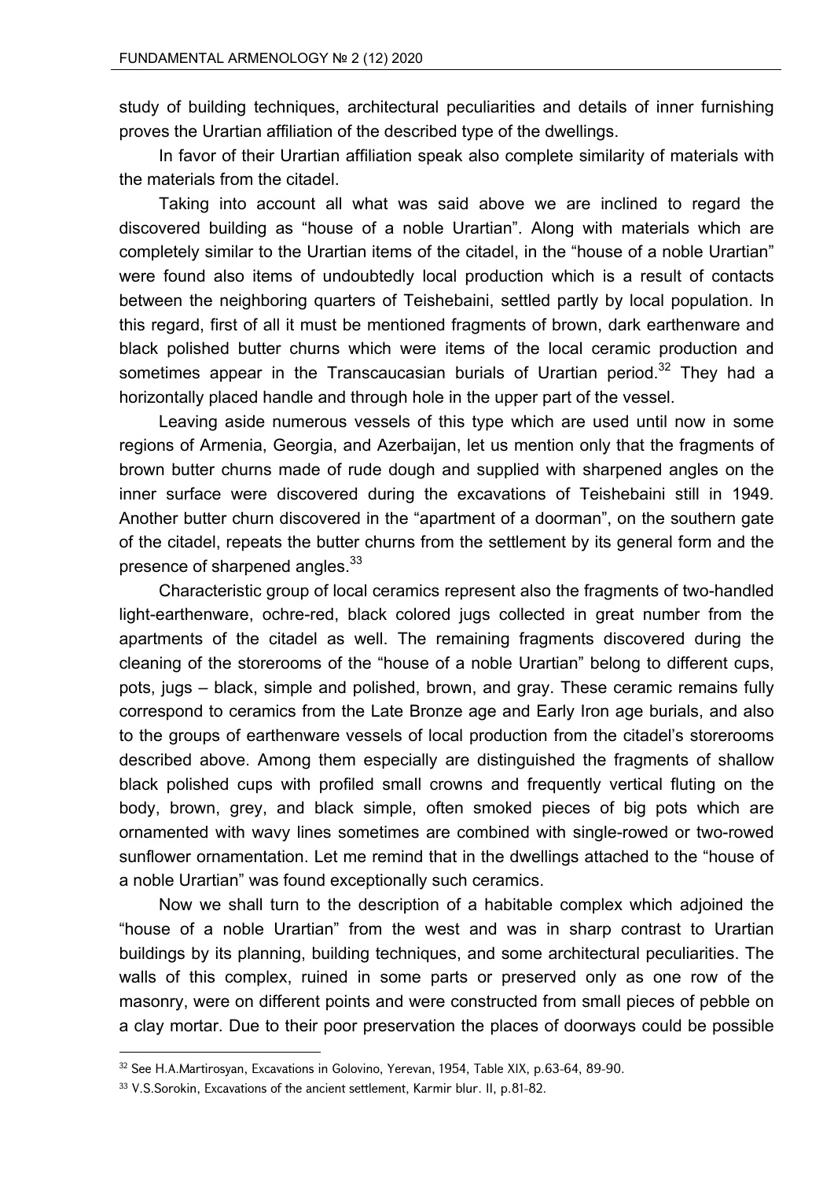study of building techniques, architectural peculiarities and details of inner furnishing proves the Urartian affiliation of the described type of the dwellings.

In favor of their Urartian affiliation speak also complete similarity of materials with the materials from the citadel.

Taking into account all what was said above we are inclined to regard the discovered building as "house of a noble Urartian". Along with materials which are completely similar to the Urartian items of the citadel, in the "house of a noble Urartian" were found also items of undoubtedly local production which is a result of contacts between the neighboring quarters of Teishebaini, settled partly by local population. In this regard, first of all it must be mentioned fragments of brown, dark earthenware and black polished butter churns which were items of the local ceramic production and sometimes appear in the Transcaucasian burials of Urartian period.[32] They had a horizontally placed handle and through hole in the upper part of the vessel.

Leaving aside numerous vessels of this type which are used until now in some regions of Armenia, Georgia, and Azerbaijan, let us mention only that the fragments of brown butter churns made of rude dough and supplied with sharpened angles on the inner surface were discovered during the excavations of Teishebaini still in 1949. Another butter churn discovered in the "apartment of a doorman", on the southern gate of the citadel, repeats the butter churns from the settlement by its general form and the presence of sharpened angles.[33]

Characteristic group of local ceramics represent also the fragments of two-handled light-earthenware, ochre-red, black colored jugs collected in great number from the apartments of the citadel as well. The remaining fragments discovered during the cleaning of the storerooms of the "house of a noble Urartian" belong to different cups, pots, jugs – black, simple and polished, brown, and gray. These ceramic remains fully correspond to ceramics from the Late Bronze age and Early Iron age burials, and also to the groups of earthenware vessels of local production from the citadel's storerooms described above. Among them especially are distinguished the fragments of shallow black polished cups with profiled small crowns and frequently vertical fluting on the body, brown, grey, and black simple, often smoked pieces of big pots which are ornamented with wavy lines sometimes are combined with single-rowed or two-rowed sunflower ornamentation. Let me remind that in the dwellings attached to the "house of a noble Urartian" was found exceptionally such ceramics.

Now we shall turn to the description of a habitable complex which adjoined the "house of a noble Urartian" from the west and was in sharp contrast to Urartian buildings by its planning, building techniques, and some architectural peculiarities. The walls of this complex, ruined in some parts or preserved only as one row of the masonry, were on different points and were constructed from small pieces of pebble on a clay mortar. Due to their poor preservation the places of doorways could be possible

---

[32] See H.A.Martirosyan, Excavations in Golovino, Yerevan, 1954, Table XIX, p.63-64, 89-90.

[33] V.S.Sorokin, Excavations of the ancient settlement, Karmir blur. II, p.81-82.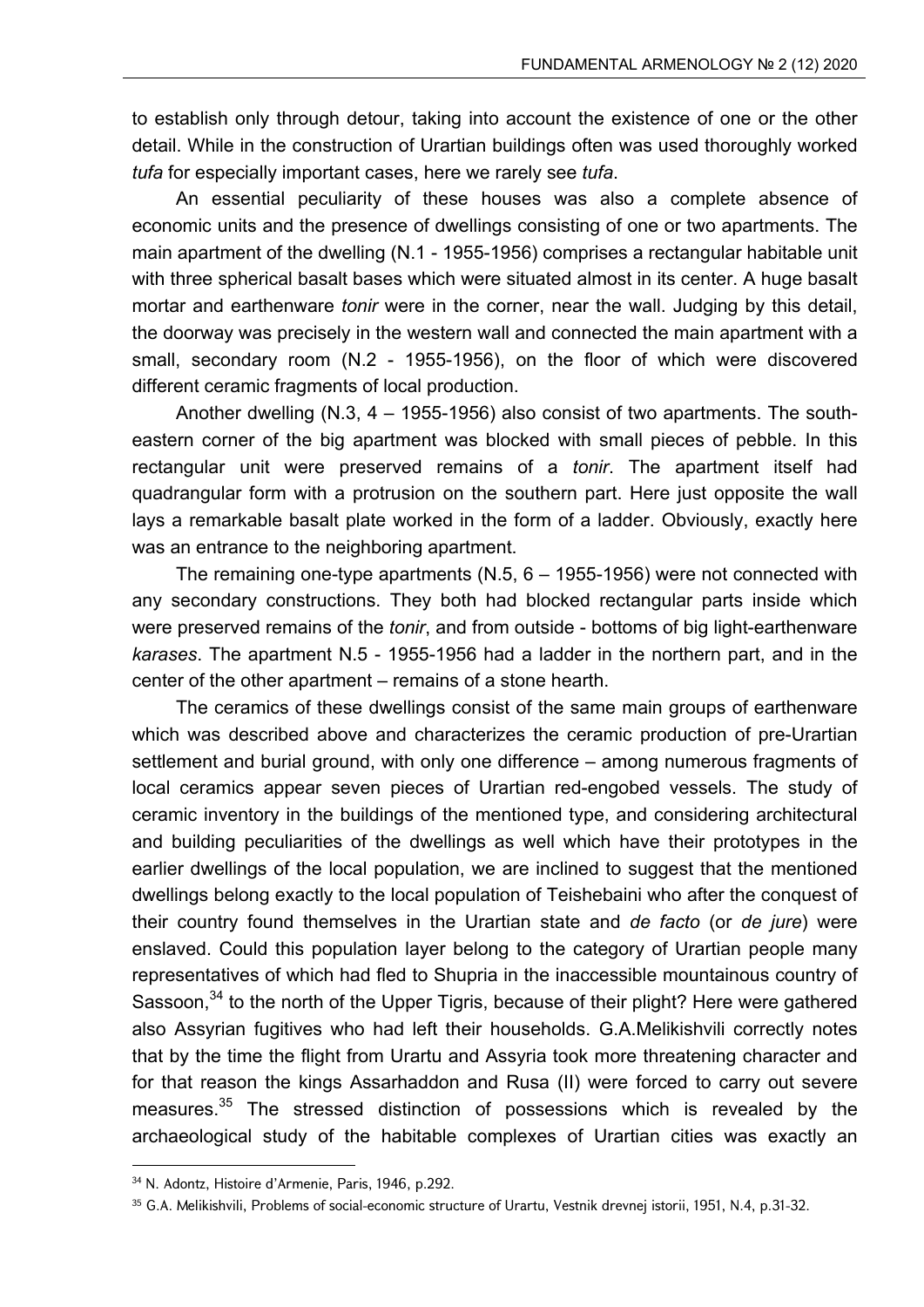to establish only through detour, taking into account the existence of one or the other detail. While in the construction of Urartian buildings often was used thoroughly worked *tufa* for especially important cases, here we rarely see *tufa*.

An essential peculiarity of these houses was also a complete absence of economic units and the presence of dwellings consisting of one or two apartments. The main apartment of the dwelling (N.1 - 1955-1956) comprises a rectangular habitable unit with three spherical basalt bases which were situated almost in its center. A huge basalt mortar and earthenware *tonir* were in the corner, near the wall. Judging by this detail, the doorway was precisely in the western wall and connected the main apartment with a small, secondary room (N.2 - 1955-1956), on the floor of which were discovered different ceramic fragments of local production.

Another dwelling (N.3, 4 – 1955-1956) also consist of two apartments. The south-eastern corner of the big apartment was blocked with small pieces of pebble. In this rectangular unit were preserved remains of a *tonir*. The apartment itself had quadrangular form with a protrusion on the southern part. Here just opposite the wall lays a remarkable basalt plate worked in the form of a ladder. Obviously, exactly here was an entrance to the neighboring apartment.

The remaining one-type apartments (N.5, 6 – 1955-1956) were not connected with any secondary constructions. They both had blocked rectangular parts inside which were preserved remains of the *tonir*, and from outside - bottoms of big light-earthenware *karases*. The apartment N.5 - 1955-1956 had a ladder in the northern part, and in the center of the other apartment – remains of a stone hearth.

The ceramics of these dwellings consist of the same main groups of earthenware which was described above and characterizes the ceramic production of pre-Urartian settlement and burial ground, with only one difference – among numerous fragments of local ceramics appear seven pieces of Urartian red-engobed vessels. The study of ceramic inventory in the buildings of the mentioned type, and considering architectural and building peculiarities of the dwellings as well which have their prototypes in the earlier dwellings of the local population, we are inclined to suggest that the mentioned dwellings belong exactly to the local population of Teishebaini who after the conquest of their country found themselves in the Urartian state and *de facto* (or *de jure*) were enslaved. Could this population layer belong to the category of Urartian people many representatives of which had fled to Shupria in the inaccessible mountainous country of Sassoon,[34] to the north of the Upper Tigris, because of their plight? Here were gathered also Assyrian fugitives who had left their households. G.A.Melikishvili correctly notes that by the time the flight from Urartu and Assyria took more threatening character and for that reason the kings Assarhaddon and Rusa (II) were forced to carry out severe measures.[35] The stressed distinction of possessions which is revealed by the archaeological study of the habitable complexes of Urartian cities was exactly an

---

[34] N. Adontz, Histoire d'Armenie, Paris, 1946, p.292.

[35] G.A. Melikishvili, Problems of social-economic structure of Urartu, Vestnik drevnej istorii, 1951, N.4, p.31-32.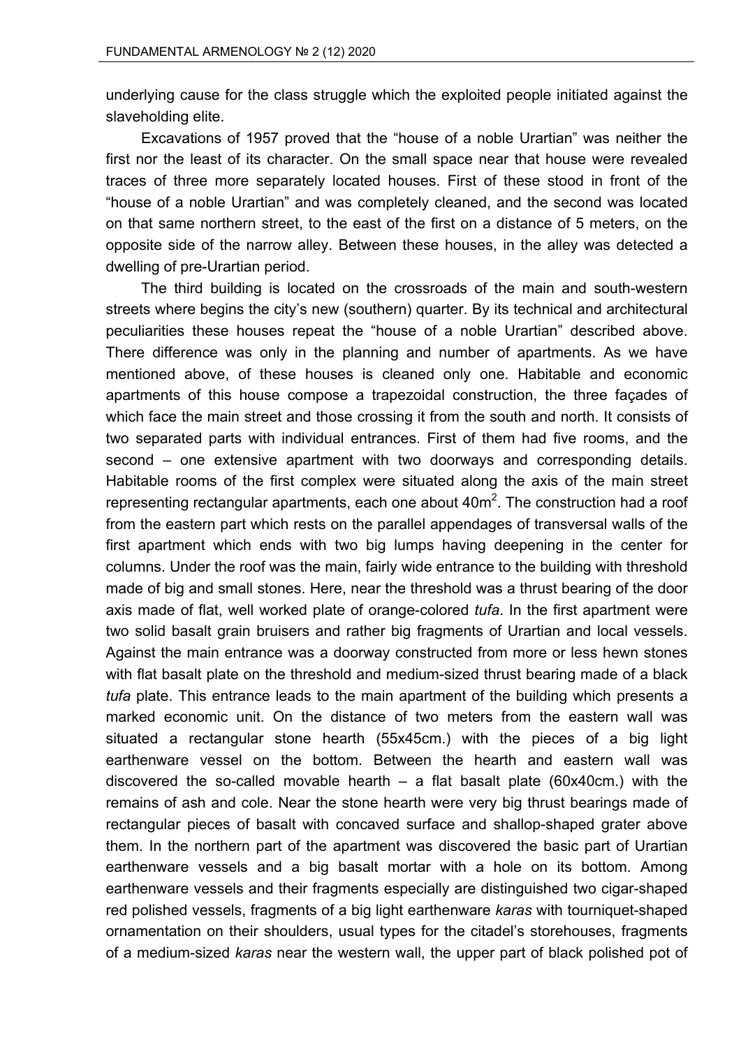underlying cause for the class struggle which the exploited people initiated against the slaveholding elite.

Excavations of 1957 proved that the “house of a noble Urartian” was neither the first nor the least of its character. On the small space near that house were revealed traces of three more separately located houses. First of these stood in front of the “house of a noble Urartian” and was completely cleaned, and the second was located on that same northern street, to the east of the first on a distance of 5 meters, on the opposite side of the narrow alley. Between these houses, in the alley was detected a dwelling of pre-Urartian period.

The third building is located on the crossroads of the main and south-western streets where begins the city’s new (southern) quarter. By its technical and architectural peculiarities these houses repeat the “house of a noble Urartian” described above. There difference was only in the planning and number of apartments. As we have mentioned above, of these houses is cleaned only one. Habitable and economic apartments of this house compose a trapezoidal construction, the three façades of which face the main street and those crossing it from the south and north. It consists of two separated parts with individual entrances. First of them had five rooms, and the second – one extensive apartment with two doorways and corresponding details. Habitable rooms of the first complex were situated along the axis of the main street representing rectangular apartments, each one about 40m$^2$. The construction had a roof from the eastern part which rests on the parallel appendages of transversal walls of the first apartment which ends with two big lumps having deepening in the center for columns. Under the roof was the main, fairly wide entrance to the building with threshold made of big and small stones. Here, near the threshold was a thrust bearing of the door axis made of flat, well worked plate of orange-colored *tufa*. In the first apartment were two solid basalt grain bruisers and rather big fragments of Urartian and local vessels. Against the main entrance was a doorway constructed from more or less hewn stones with flat basalt plate on the threshold and medium-sized thrust bearing made of a black *tufa* plate. This entrance leads to the main apartment of the building which presents a marked economic unit. On the distance of two meters from the eastern wall was situated a rectangular stone hearth (55x45cm.) with the pieces of a big light earthenware vessel on the bottom. Between the hearth and eastern wall was discovered the so-called movable hearth – a flat basalt plate (60x40cm.) with the remains of ash and cole. Near the stone hearth were very big thrust bearings made of rectangular pieces of basalt with concaved surface and shallop-shaped grater above them. In the northern part of the apartment was discovered the basic part of Urartian earthenware vessels and a big basalt mortar with a hole on its bottom. Among earthenware vessels and their fragments especially are distinguished two cigar-shaped red polished vessels, fragments of a big light earthenware *karas* with tourniquet-shaped ornamentation on their shoulders, usual types for the citadel’s storehouses, fragments of a medium-sized *karas* near the western wall, the upper part of black polished pot of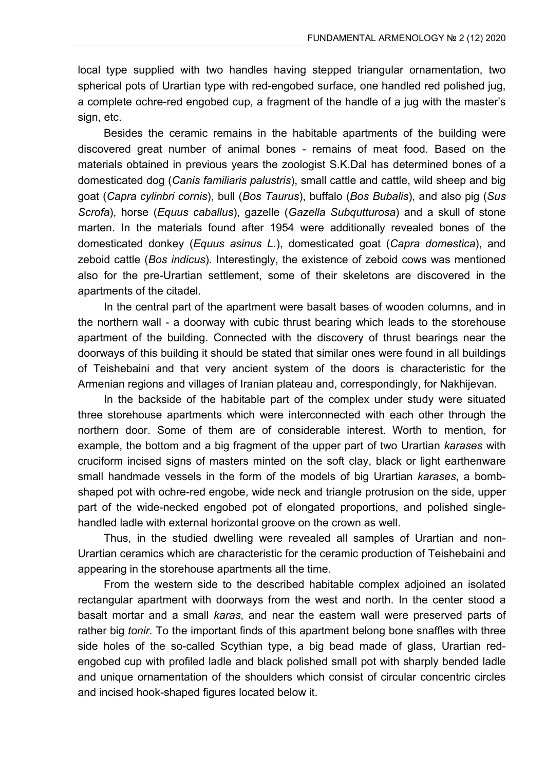local type supplied with two handles having stepped triangular ornamentation, two spherical pots of Urartian type with red-engobed surface, one handled red polished jug, a complete ochre-red engobed cup, a fragment of the handle of a jug with the master's sign, etc.

Besides the ceramic remains in the habitable apartments of the building were discovered great number of animal bones - remains of meat food. Based on the materials obtained in previous years the zoologist S.K.Dal has determined bones of a domesticated dog (*Canis familiaris palustris*), small cattle and cattle, wild sheep and big goat (*Capra cylinbri cornis*), bull (*Bos Taurus*), buffalo (*Bos Bubalis*), and also pig (*Sus Scrofa*), horse (*Equus caballus*), gazelle (*Gazella Subqutturosa*) and a skull of stone marten. In the materials found after 1954 were additionally revealed bones of the domesticated donkey (*Equus asinus L.*), domesticated goat (*Capra domestica*), and zeboid cattle (*Bos indicus*). Interestingly, the existence of zeboid cows was mentioned also for the pre-Urartian settlement, some of their skeletons are discovered in the apartments of the citadel.

In the central part of the apartment were basalt bases of wooden columns, and in the northern wall - a doorway with cubic thrust bearing which leads to the storehouse apartment of the building. Connected with the discovery of thrust bearings near the doorways of this building it should be stated that similar ones were found in all buildings of Teishebaini and that very ancient system of the doors is characteristic for the Armenian regions and villages of Iranian plateau and, correspondingly, for Nakhijevan.

In the backside of the habitable part of the complex under study were situated three storehouse apartments which were interconnected with each other through the northern door. Some of them are of considerable interest. Worth to mention, for example, the bottom and a big fragment of the upper part of two Urartian *karases* with cruciform incised signs of masters minted on the soft clay, black or light earthenware small handmade vessels in the form of the models of big Urartian *karases*, a bomb-shaped pot with ochre-red engobe, wide neck and triangle protrusion on the side, upper part of the wide-necked engobed pot of elongated proportions, and polished single-handled ladle with external horizontal groove on the crown as well.

Thus, in the studied dwelling were revealed all samples of Urartian and non-Urartian ceramics which are characteristic for the ceramic production of Teishebaini and appearing in the storehouse apartments all the time.

From the western side to the described habitable complex adjoined an isolated rectangular apartment with doorways from the west and north. In the center stood a basalt mortar and a small *karas*, and near the eastern wall were preserved parts of rather big *tonir*. To the important finds of this apartment belong bone snaffles with three side holes of the so-called Scythian type, a big bead made of glass, Urartian red-engobed cup with profiled ladle and black polished small pot with sharply bended ladle and unique ornamentation of the shoulders which consist of circular concentric circles and incised hook-shaped figures located below it.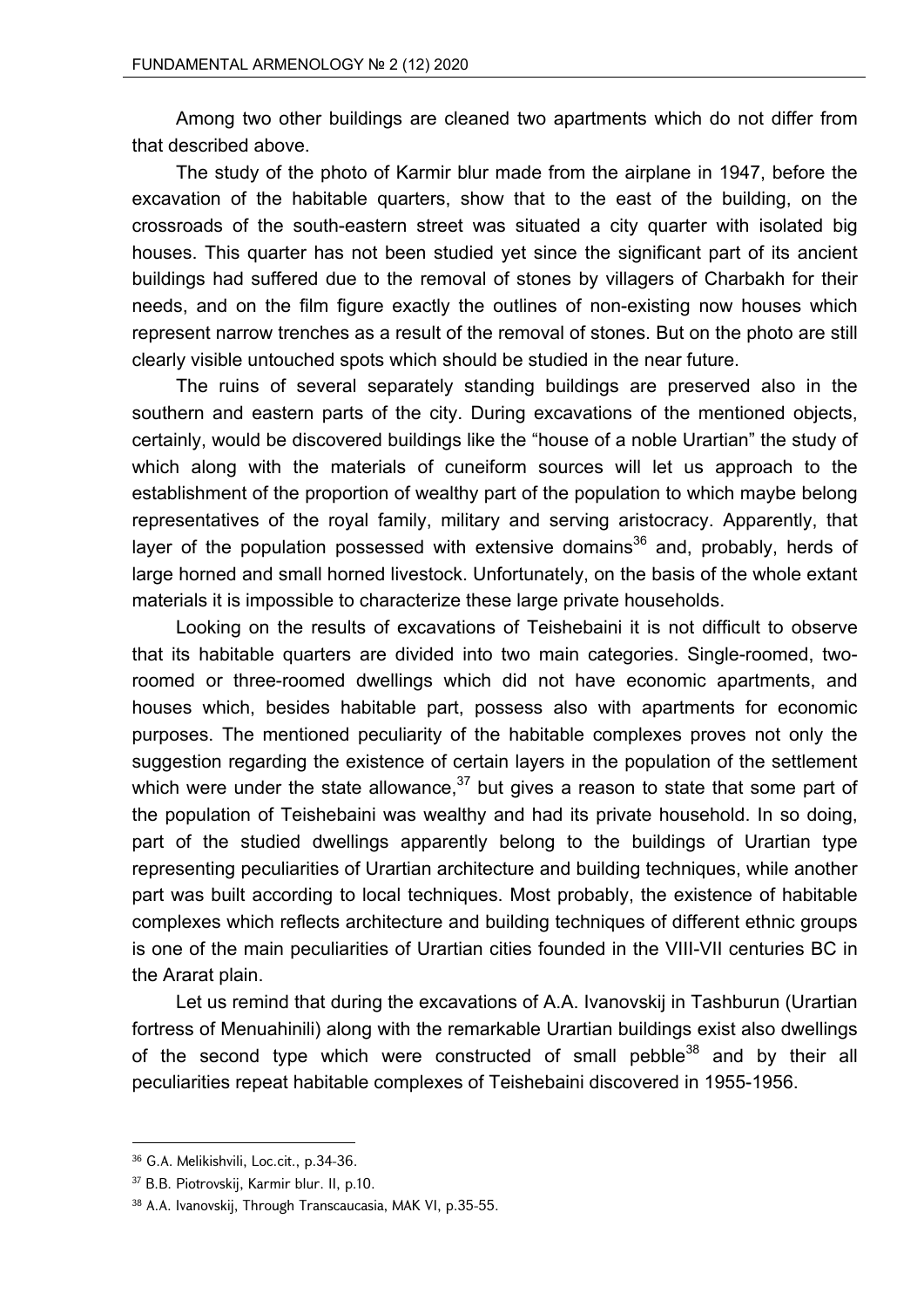Among two other buildings are cleaned two apartments which do not differ from that described above.

The study of the photo of Karmir blur made from the airplane in 1947, before the excavation of the habitable quarters, show that to the east of the building, on the crossroads of the south-eastern street was situated a city quarter with isolated big houses. This quarter has not been studied yet since the significant part of its ancient buildings had suffered due to the removal of stones by villagers of Charbakh for their needs, and on the film figure exactly the outlines of non-existing now houses which represent narrow trenches as a result of the removal of stones. But on the photo are still clearly visible untouched spots which should be studied in the near future.

The ruins of several separately standing buildings are preserved also in the southern and eastern parts of the city. During excavations of the mentioned objects, certainly, would be discovered buildings like the "house of a noble Urartian" the study of which along with the materials of cuneiform sources will let us approach to the establishment of the proportion of wealthy part of the population to which maybe belong representatives of the royal family, military and serving aristocracy. Apparently, that layer of the population possessed with extensive domains[36] and, probably, herds of large horned and small horned livestock. Unfortunately, on the basis of the whole extant materials it is impossible to characterize these large private households.

Looking on the results of excavations of Teishebaini it is not difficult to observe that its habitable quarters are divided into two main categories. Single-roomed, two-roomed or three-roomed dwellings which did not have economic apartments, and houses which, besides habitable part, possess also with apartments for economic purposes. The mentioned peculiarity of the habitable complexes proves not only the suggestion regarding the existence of certain layers in the population of the settlement which were under the state allowance,[37] but gives a reason to state that some part of the population of Teishebaini was wealthy and had its private household. In so doing, part of the studied dwellings apparently belong to the buildings of Urartian type representing peculiarities of Urartian architecture and building techniques, while another part was built according to local techniques. Most probably, the existence of habitable complexes which reflects architecture and building techniques of different ethnic groups is one of the main peculiarities of Urartian cities founded in the VIII-VII centuries BC in the Ararat plain.

Let us remind that during the excavations of A.A. Ivanovskij in Tashburun (Urartian fortress of Menuahinili) along with the remarkable Urartian buildings exist also dwellings of the second type which were constructed of small pebble[38] and by their all peculiarities repeat habitable complexes of Teishebaini discovered in 1955-1956.

---

[36] G.A. Melikishvili, Loc.cit., p.34-36.

[37] B.B. Piotrovskij, Karmir blur. II, p.10.

[38] A.A. Ivanovskij, Through Transcaucasia, MAK VI, p.35-55.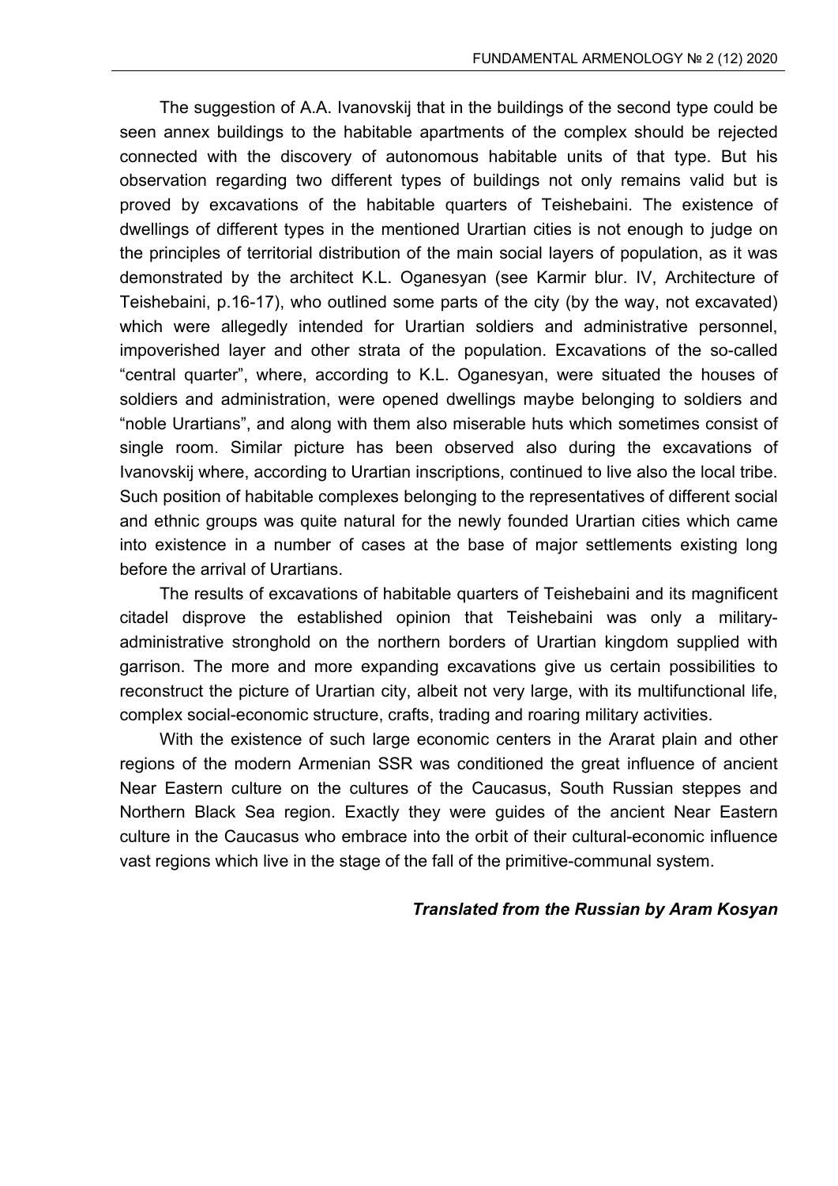The suggestion of A.A. Ivanovskij that in the buildings of the second type could be seen annex buildings to the habitable apartments of the complex should be rejected connected with the discovery of autonomous habitable units of that type. But his observation regarding two different types of buildings not only remains valid but is proved by excavations of the habitable quarters of Teishebaini. The existence of dwellings of different types in the mentioned Urartian cities is not enough to judge on the principles of territorial distribution of the main social layers of population, as it was demonstrated by the architect K.L. Oganesyan (see Karmir blur. IV, Architecture of Teishebaini, p.16-17), who outlined some parts of the city (by the way, not excavated) which were allegedly intended for Urartian soldiers and administrative personnel, impoverished layer and other strata of the population. Excavations of the so-called "central quarter", where, according to K.L. Oganesyan, were situated the houses of soldiers and administration, were opened dwellings maybe belonging to soldiers and "noble Urartians", and along with them also miserable huts which sometimes consist of single room. Similar picture has been observed also during the excavations of Ivanovskij where, according to Urartian inscriptions, continued to live also the local tribe. Such position of habitable complexes belonging to the representatives of different social and ethnic groups was quite natural for the newly founded Urartian cities which came into existence in a number of cases at the base of major settlements existing long before the arrival of Urartians.

The results of excavations of habitable quarters of Teishebaini and its magnificent citadel disprove the established opinion that Teishebaini was only a military-administrative stronghold on the northern borders of Urartian kingdom supplied with garrison. The more and more expanding excavations give us certain possibilities to reconstruct the picture of Urartian city, albeit not very large, with its multifunctional life, complex social-economic structure, crafts, trading and roaring military activities.

With the existence of such large economic centers in the Ararat plain and other regions of the modern Armenian SSR was conditioned the great influence of ancient Near Eastern culture on the cultures of the Caucasus, South Russian steppes and Northern Black Sea region. Exactly they were guides of the ancient Near Eastern culture in the Caucasus who embrace into the orbit of their cultural-economic influence vast regions which live in the stage of the fall of the primitive-communal system.

***Translated from the Russian by Aram Kosyan***